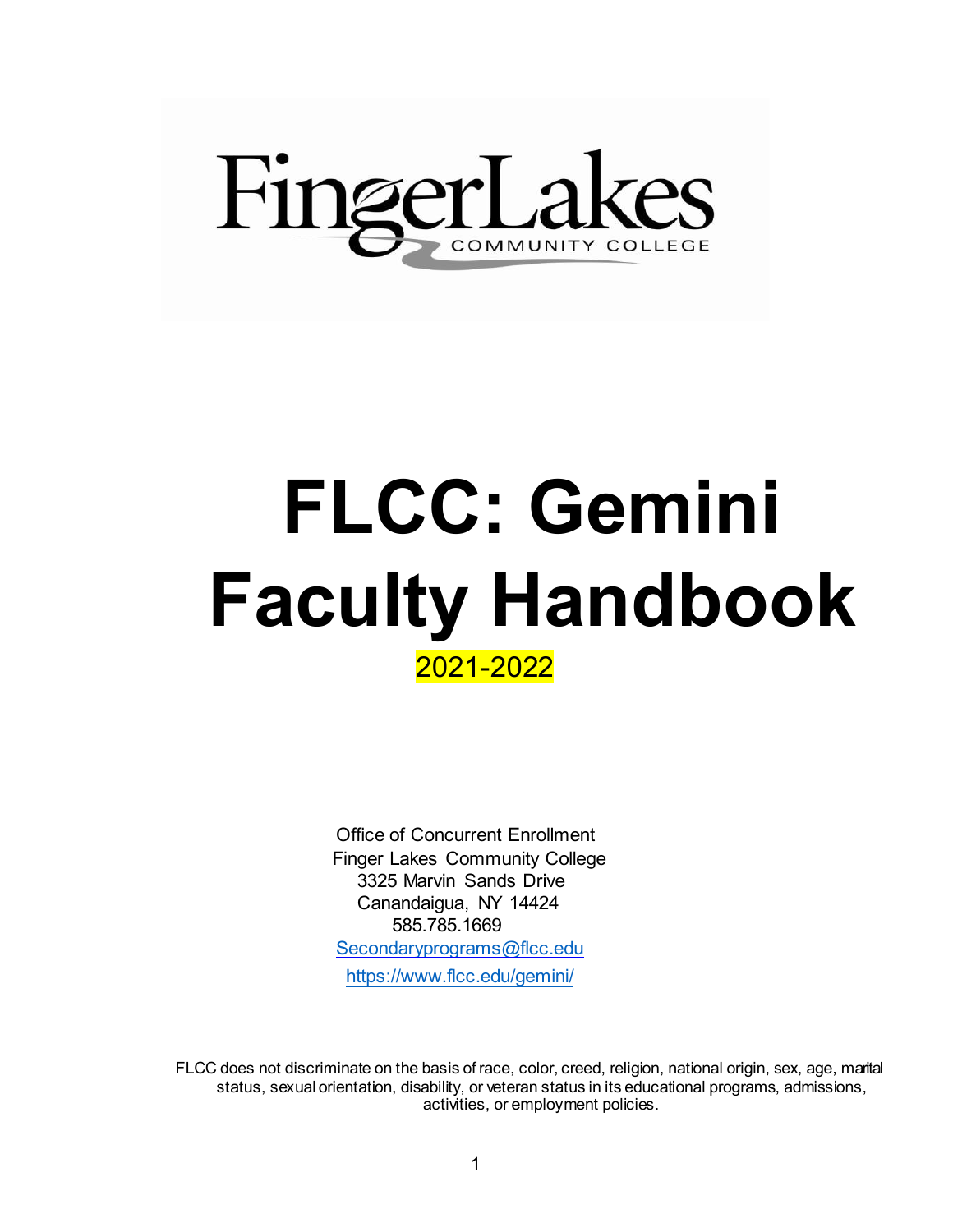FingerLakes COMMUNITY COLLEGE

# FLCC: Gemini Faculty Handbook

2021-2022

Office of Concurrent Enrollment
Finger Lakes Community College
3325 Marvin Sands Drive
Canandaigua, NY 14424
585.785.1669
Secondaryprograms@flcc.edu
https://www.flcc.edu/gemini/

FLCC does not discriminate on the basis of race, color, creed, religion, national origin, sex, age, marital status, sexual orientation, disability, or veteran status in its educational programs, admissions, activities, or employment policies.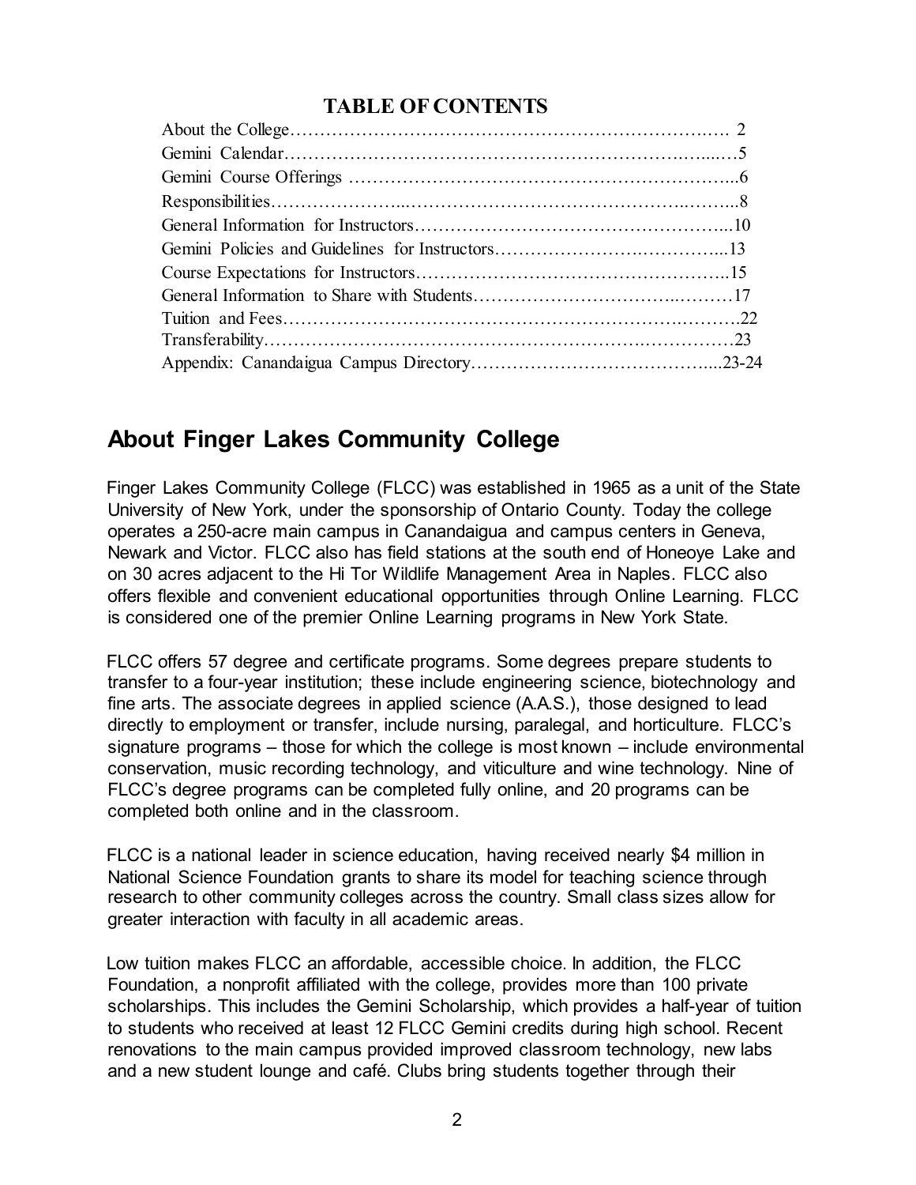## TABLE OF CONTENTS

| | |
|---|---|
| About the College | 2 |
| Gemini Calendar | 5 |
| Gemini Course Offerings | 6 |
| Responsibilities | 8 |
| General Information for Instructors | 10 |
| Gemini Policies and Guidelines for Instructors | 13 |
| Course Expectations for Instructors | 15 |
| General Information to Share with Students | 17 |
| Tuition and Fees | 22 |
| Transferability | 23 |
| Appendix: Canandaigua Campus Directory | 23-24 |

# About Finger Lakes Community College

Finger Lakes Community College (FLCC) was established in 1965 as a unit of the State University of New York, under the sponsorship of Ontario County. Today the college operates a 250-acre main campus in Canandaigua and campus centers in Geneva, Newark and Victor. FLCC also has field stations at the south end of Honeoye Lake and on 30 acres adjacent to the Hi Tor Wildlife Management Area in Naples. FLCC also offers flexible and convenient educational opportunities through Online Learning. FLCC is considered one of the premier Online Learning programs in New York State.

FLCC offers 57 degree and certificate programs. Some degrees prepare students to transfer to a four-year institution; these include engineering science, biotechnology and fine arts. The associate degrees in applied science (A.A.S.), those designed to lead directly to employment or transfer, include nursing, paralegal, and horticulture. FLCC's signature programs – those for which the college is most known – include environmental conservation, music recording technology, and viticulture and wine technology. Nine of FLCC's degree programs can be completed fully online, and 20 programs can be completed both online and in the classroom.

FLCC is a national leader in science education, having received nearly $4 million in National Science Foundation grants to share its model for teaching science through research to other community colleges across the country. Small class sizes allow for greater interaction with faculty in all academic areas.

Low tuition makes FLCC an affordable, accessible choice. In addition, the FLCC Foundation, a nonprofit affiliated with the college, provides more than 100 private scholarships. This includes the Gemini Scholarship, which provides a half-year of tuition to students who received at least 12 FLCC Gemini credits during high school. Recent renovations to the main campus provided improved classroom technology, new labs and a new student lounge and café. Clubs bring students together through their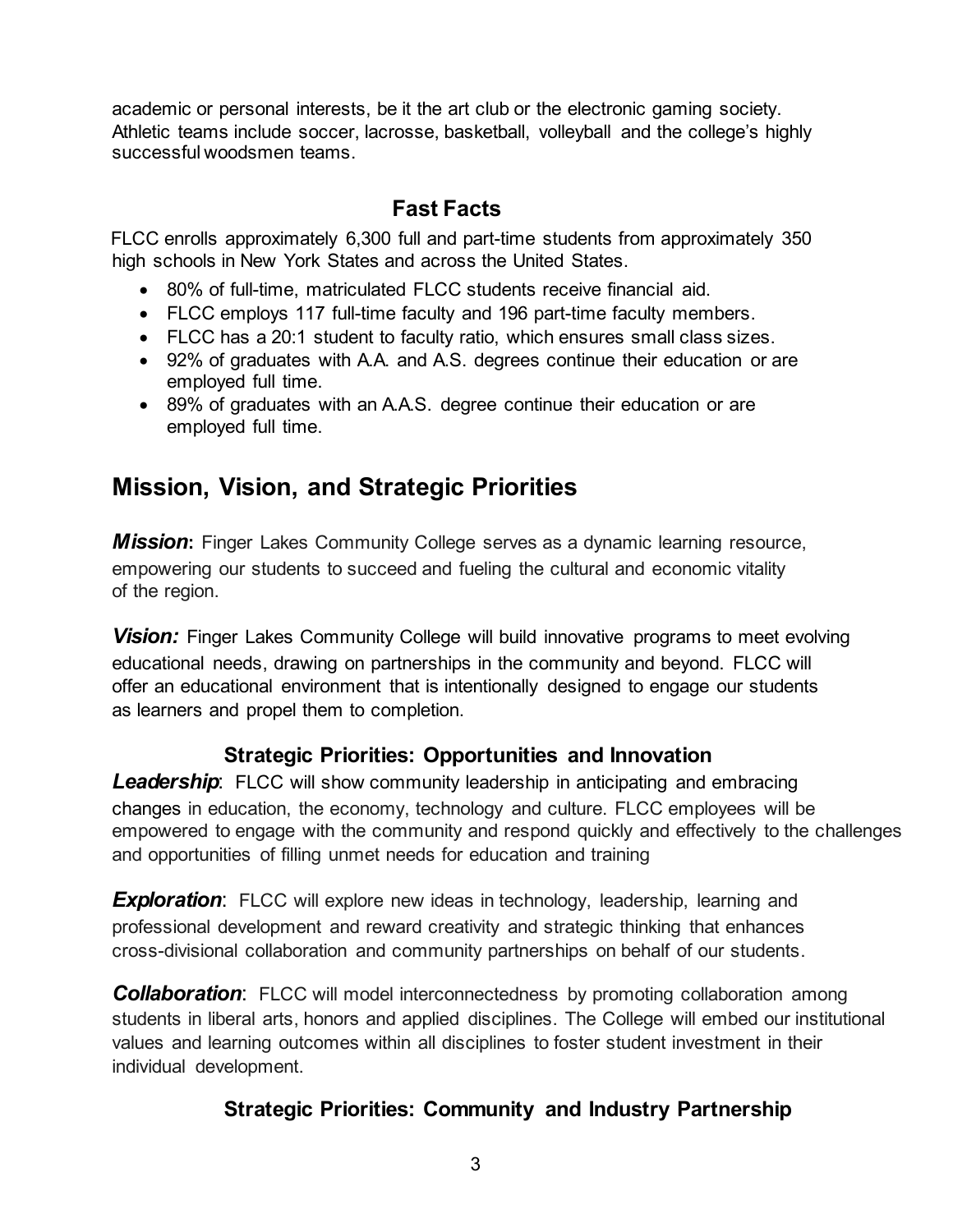academic or personal interests, be it the art club or the electronic gaming society. Athletic teams include soccer, lacrosse, basketball, volleyball and the college's highly successful woodsmen teams.

### Fast Facts

FLCC enrolls approximately 6,300 full and part-time students from approximately 350 high schools in New York States and across the United States.

- 80% of full-time, matriculated FLCC students receive financial aid.
- FLCC employs 117 full-time faculty and 196 part-time faculty members.
- FLCC has a 20:1 student to faculty ratio, which ensures small class sizes.
- 92% of graduates with A.A. and A.S. degrees continue their education or are employed full time.
- 89% of graduates with an A.A.S. degree continue their education or are employed full time.

## Mission, Vision, and Strategic Priorities

***Mission***: Finger Lakes Community College serves as a dynamic learning resource, empowering our students to succeed and fueling the cultural and economic vitality of the region.

***Vision:*** Finger Lakes Community College will build innovative programs to meet evolving educational needs, drawing on partnerships in the community and beyond. FLCC will offer an educational environment that is intentionally designed to engage our students as learners and propel them to completion.

### Strategic Priorities: Opportunities and Innovation

***Leadership***: FLCC will show community leadership in anticipating and embracing changes in education, the economy, technology and culture. FLCC employees will be empowered to engage with the community and respond quickly and effectively to the challenges and opportunities of filling unmet needs for education and training

***Exploration***: FLCC will explore new ideas in technology, leadership, learning and professional development and reward creativity and strategic thinking that enhances cross-divisional collaboration and community partnerships on behalf of our students.

***Collaboration***: FLCC will model interconnectedness by promoting collaboration among students in liberal arts, honors and applied disciplines. The College will embed our institutional values and learning outcomes within all disciplines to foster student investment in their individual development.

### Strategic Priorities: Community and Industry Partnership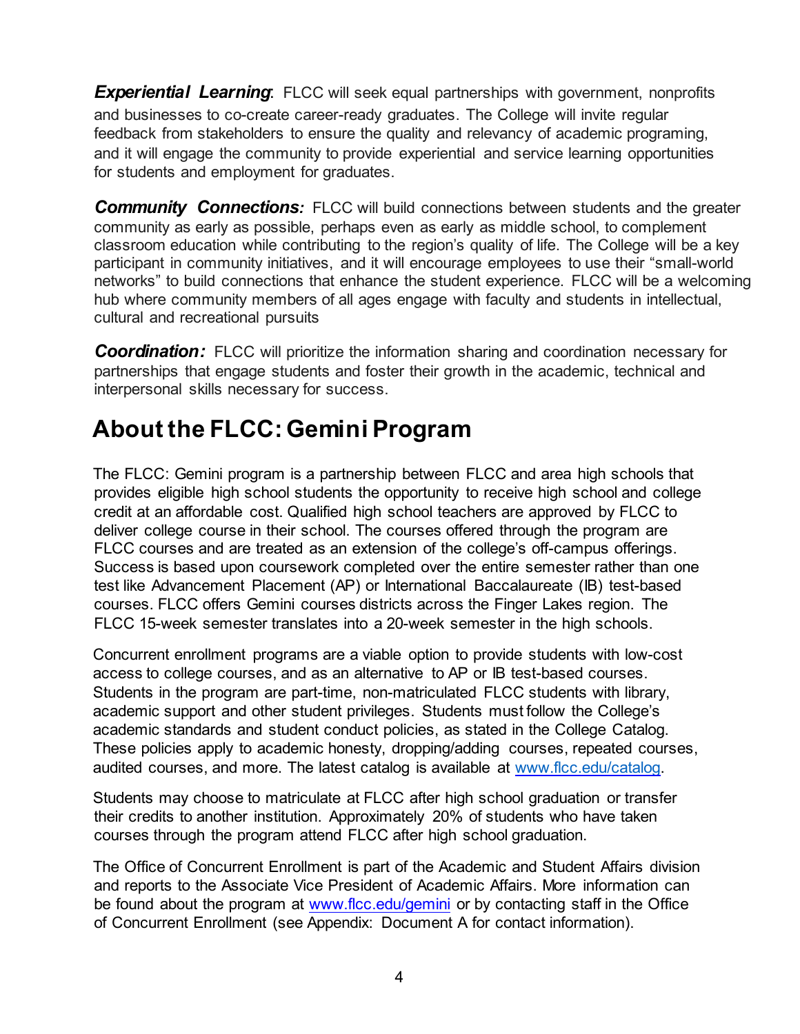***Experiential Learning***: FLCC will seek equal partnerships with government, nonprofits and businesses to co-create career-ready graduates. The College will invite regular feedback from stakeholders to ensure the quality and relevancy of academic programing, and it will engage the community to provide experiential and service learning opportunities for students and employment for graduates.

***Community Connections:*** FLCC will build connections between students and the greater community as early as possible, perhaps even as early as middle school, to complement classroom education while contributing to the region's quality of life. The College will be a key participant in community initiatives, and it will encourage employees to use their "small-world networks" to build connections that enhance the student experience. FLCC will be a welcoming hub where community members of all ages engage with faculty and students in intellectual, cultural and recreational pursuits

***Coordination:*** FLCC will prioritize the information sharing and coordination necessary for partnerships that engage students and foster their growth in the academic, technical and interpersonal skills necessary for success.

# About the FLCC: Gemini Program

The FLCC: Gemini program is a partnership between FLCC and area high schools that provides eligible high school students the opportunity to receive high school and college credit at an affordable cost. Qualified high school teachers are approved by FLCC to deliver college course in their school. The courses offered through the program are FLCC courses and are treated as an extension of the college's off-campus offerings. Success is based upon coursework completed over the entire semester rather than one test like Advancement Placement (AP) or International Baccalaureate (IB) test-based courses. FLCC offers Gemini courses districts across the Finger Lakes region. The FLCC 15-week semester translates into a 20-week semester in the high schools.

Concurrent enrollment programs are a viable option to provide students with low-cost access to college courses, and as an alternative to AP or IB test-based courses. Students in the program are part-time, non-matriculated FLCC students with library, academic support and other student privileges. Students must follow the College's academic standards and student conduct policies, as stated in the College Catalog. These policies apply to academic honesty, dropping/adding courses, repeated courses, audited courses, and more. The latest catalog is available at [www.flcc.edu/catalog](www.flcc.edu/catalog).

Students may choose to matriculate at FLCC after high school graduation or transfer their credits to another institution. Approximately 20% of students who have taken courses through the program attend FLCC after high school graduation.

The Office of Concurrent Enrollment is part of the Academic and Student Affairs division and reports to the Associate Vice President of Academic Affairs. More information can be found about the program at [www.flcc.edu/gemini](www.flcc.edu/gemini) or by contacting staff in the Office of Concurrent Enrollment (see Appendix: Document A for contact information).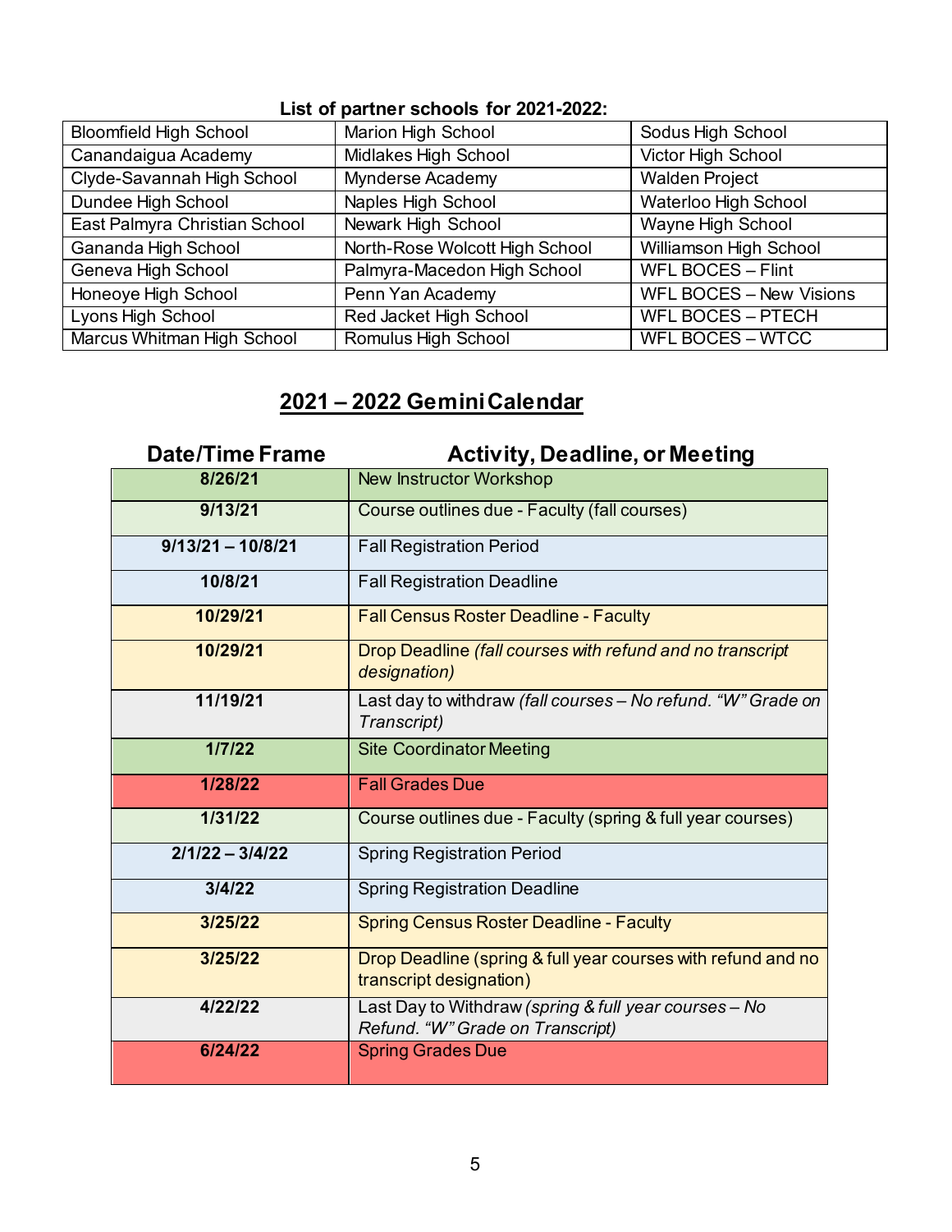**List of partner schools for 2021-2022:**

| | | |
|---|---|---|
| Bloomfield High School | Marion High School | Sodus High School |
| Canandaigua Academy | Midlakes High School | Victor High School |
| Clyde-Savannah High School | Mynderse Academy | Walden Project |
| Dundee High School | Naples High School | Waterloo High School |
| East Palmyra Christian School | Newark High School | Wayne High School |
| Gananda High School | North-Rose Wolcott High School | Williamson High School |
| Geneva High School | Palmyra-Macedon High School | WFL BOCES – Flint |
| Honeoye High School | Penn Yan Academy | WFL BOCES – New Visions |
| Lyons High School | Red Jacket High School | WFL BOCES – PTECH |
| Marcus Whitman High School | Romulus High School | WFL BOCES – WTCC |

## 2021 – 2022 Gemini Calendar

| Date/Time Frame | Activity, Deadline, or Meeting |
|---|---|
| **8/26/21** | New Instructor Workshop |
| **9/13/21** | Course outlines due - Faculty (fall courses) |
| **9/13/21 – 10/8/21** | Fall Registration Period |
| **10/8/21** | Fall Registration Deadline |
| **10/29/21** | Fall Census Roster Deadline - Faculty |
| **10/29/21** | Drop Deadline *(fall courses with refund and no transcript designation)* |
| **11/19/21** | Last day to withdraw *(fall courses – No refund. "W" Grade on Transcript)* |
| **1/7/22** | Site Coordinator Meeting |
| **1/28/22** | Fall Grades Due |
| **1/31/22** | Course outlines due - Faculty (spring & full year courses) |
| **2/1/22 – 3/4/22** | Spring Registration Period |
| **3/4/22** | Spring Registration Deadline |
| **3/25/22** | Spring Census Roster Deadline - Faculty |
| **3/25/22** | Drop Deadline (spring & full year courses with refund and no transcript designation) |
| **4/22/22** | Last Day to Withdraw *(spring & full year courses – No Refund. "W" Grade on Transcript)* |
| **6/24/22** | Spring Grades Due |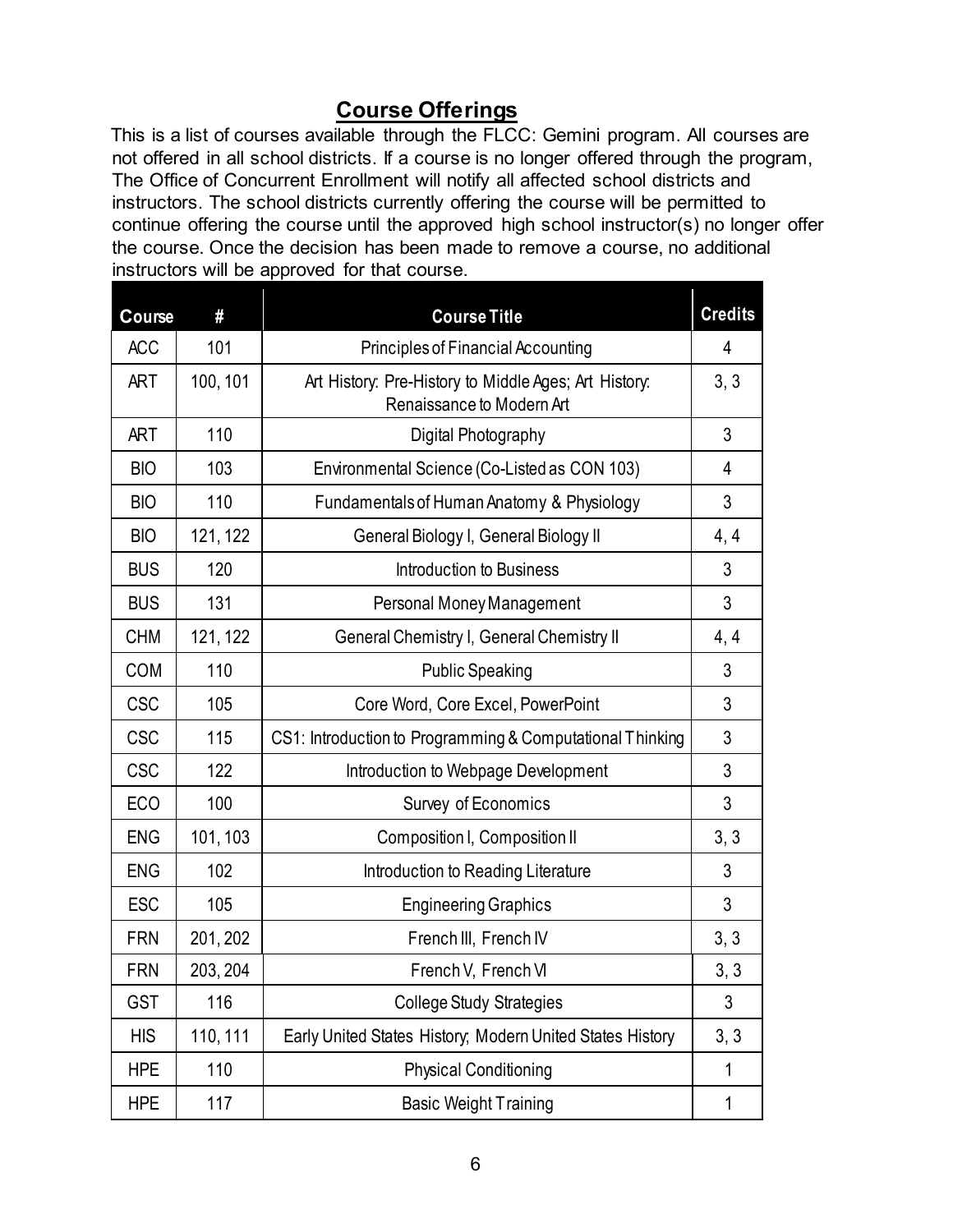## Course Offerings

This is a list of courses available through the FLCC: Gemini program. All courses are not offered in all school districts. If a course is no longer offered through the program, The Office of Concurrent Enrollment will notify all affected school districts and instructors. The school districts currently offering the course will be permitted to continue offering the course until the approved high school instructor(s) no longer offer the course. Once the decision has been made to remove a course, no additional instructors will be approved for that course.

| Course | # | Course Title | Credits |
|---|---|---|---|
| ACC | 101 | Principles of Financial Accounting | 4 |
| ART | 100, 101 | Art History: Pre-History to Middle Ages; Art History: Renaissance to Modern Art | 3, 3 |
| ART | 110 | Digital Photography | 3 |
| BIO | 103 | Environmental Science (Co-Listed as CON 103) | 4 |
| BIO | 110 | Fundamentals of Human Anatomy & Physiology | 3 |
| BIO | 121, 122 | General Biology I, General Biology II | 4, 4 |
| BUS | 120 | Introduction to Business | 3 |
| BUS | 131 | Personal Money Management | 3 |
| CHM | 121, 122 | General Chemistry I, General Chemistry II | 4, 4 |
| COM | 110 | Public Speaking | 3 |
| CSC | 105 | Core Word, Core Excel, PowerPoint | 3 |
| CSC | 115 | CS1: Introduction to Programming & Computational Thinking | 3 |
| CSC | 122 | Introduction to Webpage Development | 3 |
| ECO | 100 | Survey of Economics | 3 |
| ENG | 101, 103 | Composition I, Composition II | 3, 3 |
| ENG | 102 | Introduction to Reading Literature | 3 |
| ESC | 105 | Engineering Graphics | 3 |
| FRN | 201, 202 | French III, French IV | 3, 3 |
| FRN | 203, 204 | French V, French VI | 3, 3 |
| GST | 116 | College Study Strategies | 3 |
| HIS | 110, 111 | Early United States History; Modern United States History | 3, 3 |
| HPE | 110 | Physical Conditioning | 1 |
| HPE | 117 | Basic Weight Training | 1 |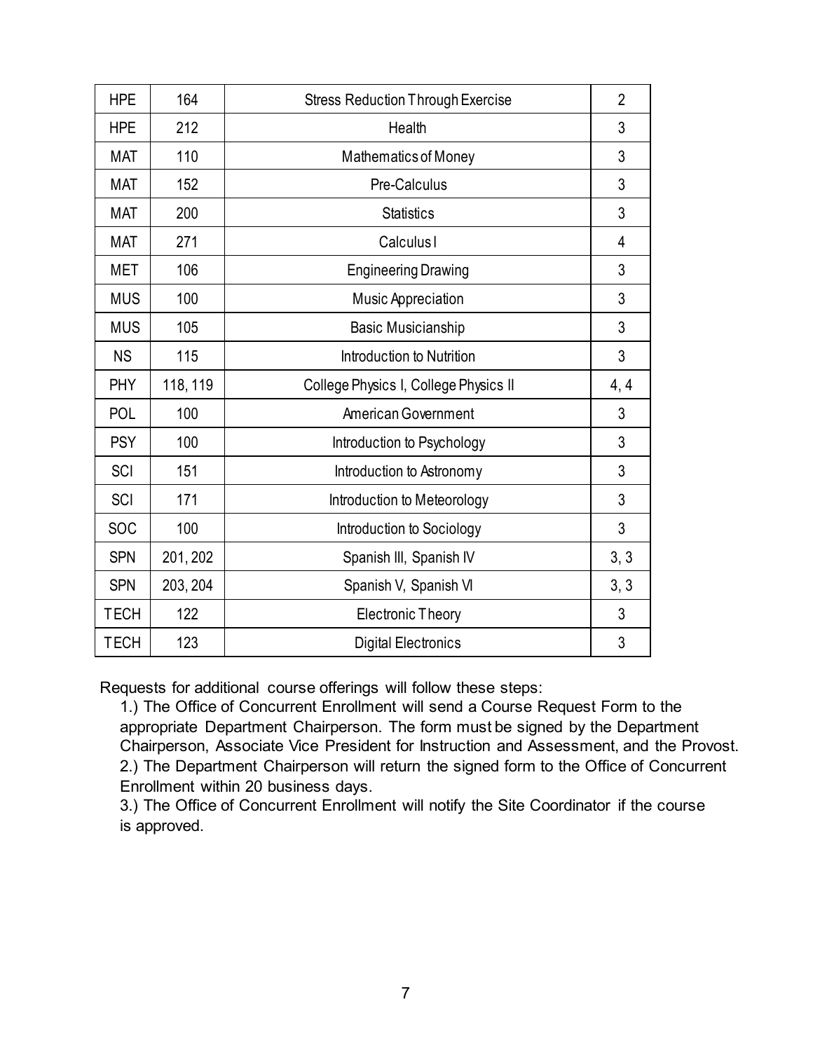| HPE | 164 | Stress Reduction Through Exercise | 2 |
|---|---|---|---|
| HPE | 212 | Health | 3 |
| MAT | 110 | Mathematics of Money | 3 |
| MAT | 152 | Pre-Calculus | 3 |
| MAT | 200 | Statistics | 3 |
| MAT | 271 | Calculus I | 4 |
| MET | 106 | Engineering Drawing | 3 |
| MUS | 100 | Music Appreciation | 3 |
| MUS | 105 | Basic Musicianship | 3 |
| NS | 115 | Introduction to Nutrition | 3 |
| PHY | 118, 119 | College Physics I, College Physics II | 4, 4 |
| POL | 100 | American Government | 3 |
| PSY | 100 | Introduction to Psychology | 3 |
| SCI | 151 | Introduction to Astronomy | 3 |
| SCI | 171 | Introduction to Meteorology | 3 |
| SOC | 100 | Introduction to Sociology | 3 |
| SPN | 201, 202 | Spanish III, Spanish IV | 3, 3 |
| SPN | 203, 204 | Spanish V, Spanish VI | 3, 3 |
| TECH | 122 | Electronic Theory | 3 |
| TECH | 123 | Digital Electronics | 3 |

Requests for additional course offerings will follow these steps:

1.) The Office of Concurrent Enrollment will send a Course Request Form to the appropriate Department Chairperson. The form must be signed by the Department Chairperson, Associate Vice President for Instruction and Assessment, and the Provost.
2.) The Department Chairperson will return the signed form to the Office of Concurrent Enrollment within 20 business days.
3.) The Office of Concurrent Enrollment will notify the Site Coordinator if the course is approved.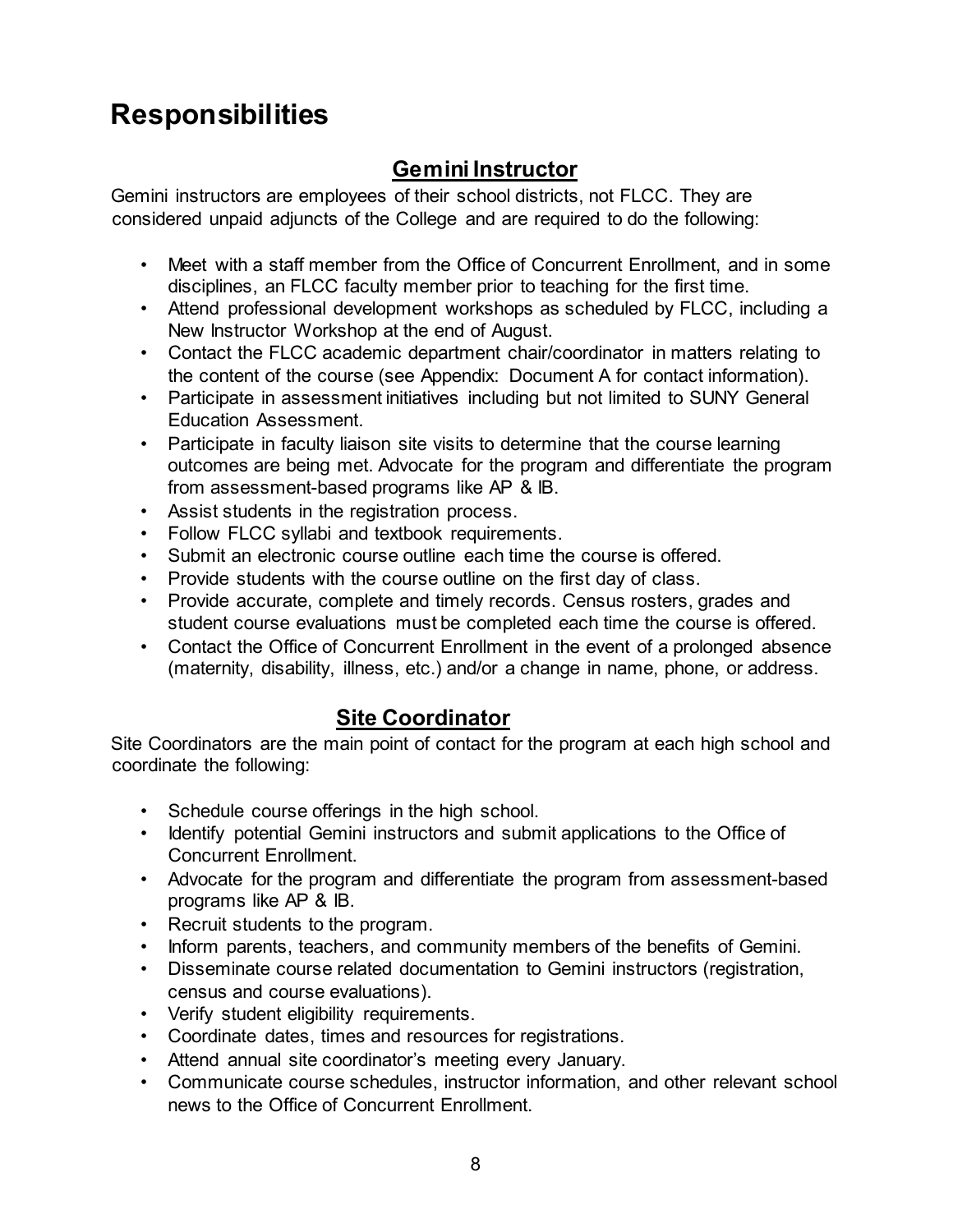# Responsibilities

## Gemini Instructor

Gemini instructors are employees of their school districts, not FLCC. They are considered unpaid adjuncts of the College and are required to do the following:

- Meet with a staff member from the Office of Concurrent Enrollment, and in some disciplines, an FLCC faculty member prior to teaching for the first time.
- Attend professional development workshops as scheduled by FLCC, including a New Instructor Workshop at the end of August.
- Contact the FLCC academic department chair/coordinator in matters relating to the content of the course (see Appendix: Document A for contact information).
- Participate in assessment initiatives including but not limited to SUNY General Education Assessment.
- Participate in faculty liaison site visits to determine that the course learning outcomes are being met. Advocate for the program and differentiate the program from assessment-based programs like AP & IB.
- Assist students in the registration process.
- Follow FLCC syllabi and textbook requirements.
- Submit an electronic course outline each time the course is offered.
- Provide students with the course outline on the first day of class.
- Provide accurate, complete and timely records. Census rosters, grades and student course evaluations must be completed each time the course is offered.
- Contact the Office of Concurrent Enrollment in the event of a prolonged absence (maternity, disability, illness, etc.) and/or a change in name, phone, or address.

## Site Coordinator

Site Coordinators are the main point of contact for the program at each high school and coordinate the following:

- Schedule course offerings in the high school.
- Identify potential Gemini instructors and submit applications to the Office of Concurrent Enrollment.
- Advocate for the program and differentiate the program from assessment-based programs like AP & IB.
- Recruit students to the program.
- Inform parents, teachers, and community members of the benefits of Gemini.
- Disseminate course related documentation to Gemini instructors (registration, census and course evaluations).
- Verify student eligibility requirements.
- Coordinate dates, times and resources for registrations.
- Attend annual site coordinator's meeting every January.
- Communicate course schedules, instructor information, and other relevant school news to the Office of Concurrent Enrollment.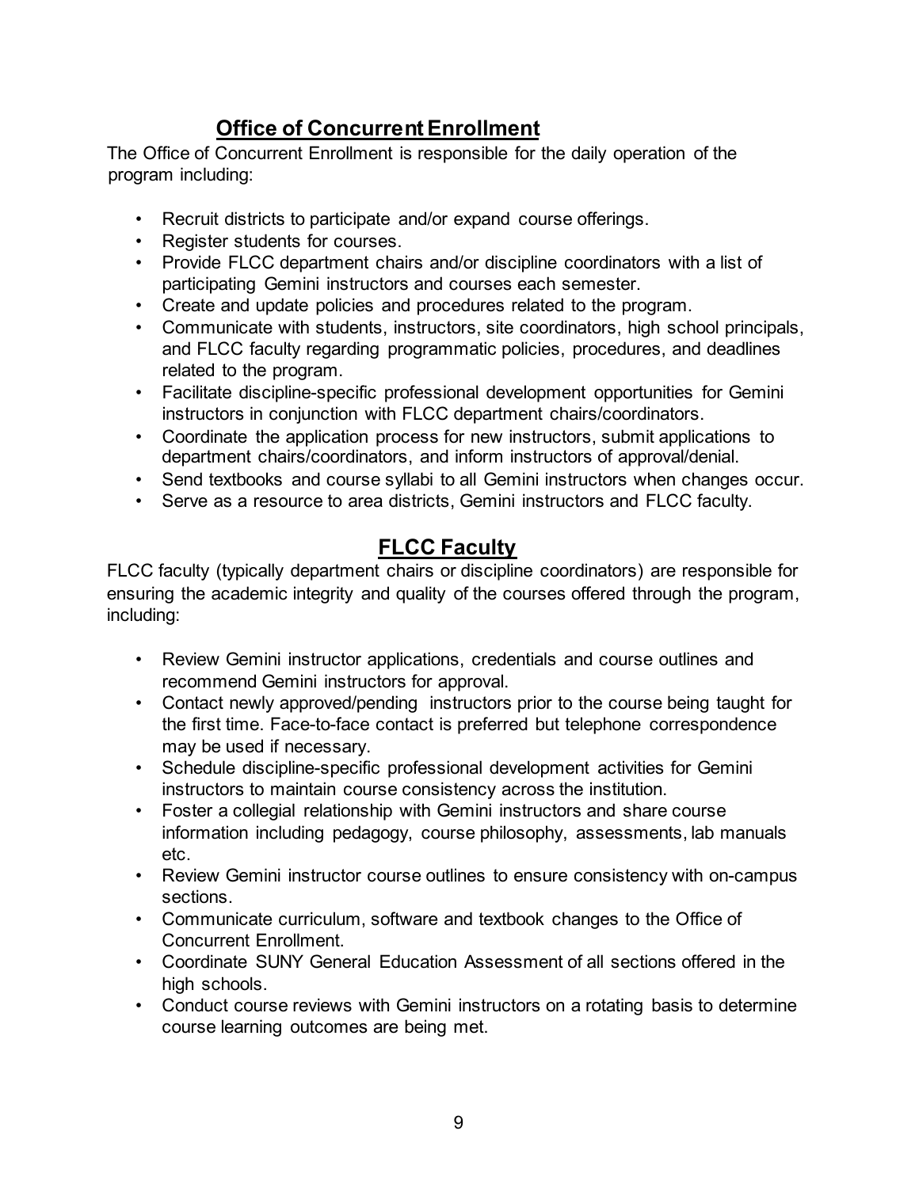## Office of Concurrent Enrollment

The Office of Concurrent Enrollment is responsible for the daily operation of the program including:

- Recruit districts to participate and/or expand course offerings.
- Register students for courses.
- Provide FLCC department chairs and/or discipline coordinators with a list of participating Gemini instructors and courses each semester.
- Create and update policies and procedures related to the program.
- Communicate with students, instructors, site coordinators, high school principals, and FLCC faculty regarding programmatic policies, procedures, and deadlines related to the program.
- Facilitate discipline-specific professional development opportunities for Gemini instructors in conjunction with FLCC department chairs/coordinators.
- Coordinate the application process for new instructors, submit applications to department chairs/coordinators, and inform instructors of approval/denial.
- Send textbooks and course syllabi to all Gemini instructors when changes occur.
- Serve as a resource to area districts, Gemini instructors and FLCC faculty.

## FLCC Faculty

FLCC faculty (typically department chairs or discipline coordinators) are responsible for ensuring the academic integrity and quality of the courses offered through the program, including:

- Review Gemini instructor applications, credentials and course outlines and recommend Gemini instructors for approval.
- Contact newly approved/pending instructors prior to the course being taught for the first time. Face-to-face contact is preferred but telephone correspondence may be used if necessary.
- Schedule discipline-specific professional development activities for Gemini instructors to maintain course consistency across the institution.
- Foster a collegial relationship with Gemini instructors and share course information including pedagogy, course philosophy, assessments, lab manuals etc.
- Review Gemini instructor course outlines to ensure consistency with on-campus sections.
- Communicate curriculum, software and textbook changes to the Office of Concurrent Enrollment.
- Coordinate SUNY General Education Assessment of all sections offered in the high schools.
- Conduct course reviews with Gemini instructors on a rotating basis to determine course learning outcomes are being met.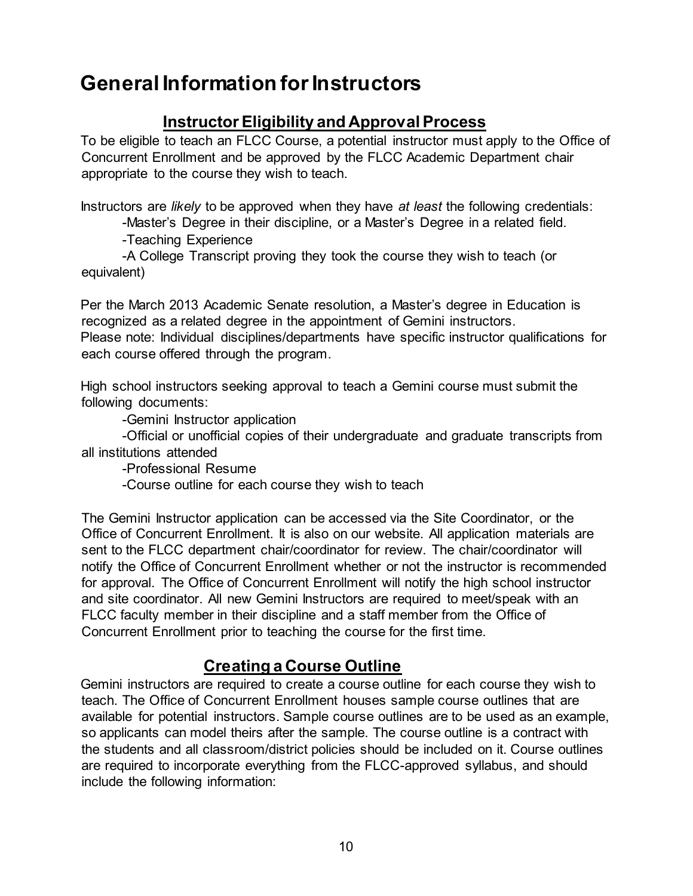# General Information for Instructors

## Instructor Eligibility and Approval Process

To be eligible to teach an FLCC Course, a potential instructor must apply to the Office of Concurrent Enrollment and be approved by the FLCC Academic Department chair appropriate to the course they wish to teach.

Instructors are *likely* to be approved when they have *at least* the following credentials:

- Master's Degree in their discipline, or a Master's Degree in a related field.
- Teaching Experience
- A College Transcript proving they took the course they wish to teach (or equivalent)

Per the March 2013 Academic Senate resolution, a Master's degree in Education is recognized as a related degree in the appointment of Gemini instructors.
Please note: Individual disciplines/departments have specific instructor qualifications for each course offered through the program.

High school instructors seeking approval to teach a Gemini course must submit the following documents:

- Gemini Instructor application
- Official or unofficial copies of their undergraduate and graduate transcripts from all institutions attended
- Professional Resume
- Course outline for each course they wish to teach

The Gemini Instructor application can be accessed via the Site Coordinator, or the Office of Concurrent Enrollment. It is also on our website. All application materials are sent to the FLCC department chair/coordinator for review. The chair/coordinator will notify the Office of Concurrent Enrollment whether or not the instructor is recommended for approval. The Office of Concurrent Enrollment will notify the high school instructor and site coordinator. All new Gemini Instructors are required to meet/speak with an FLCC faculty member in their discipline and a staff member from the Office of Concurrent Enrollment prior to teaching the course for the first time.

## Creating a Course Outline

Gemini instructors are required to create a course outline for each course they wish to teach. The Office of Concurrent Enrollment houses sample course outlines that are available for potential instructors. Sample course outlines are to be used as an example, so applicants can model theirs after the sample. The course outline is a contract with the students and all classroom/district policies should be included on it. Course outlines are required to incorporate everything from the FLCC-approved syllabus, and should include the following information: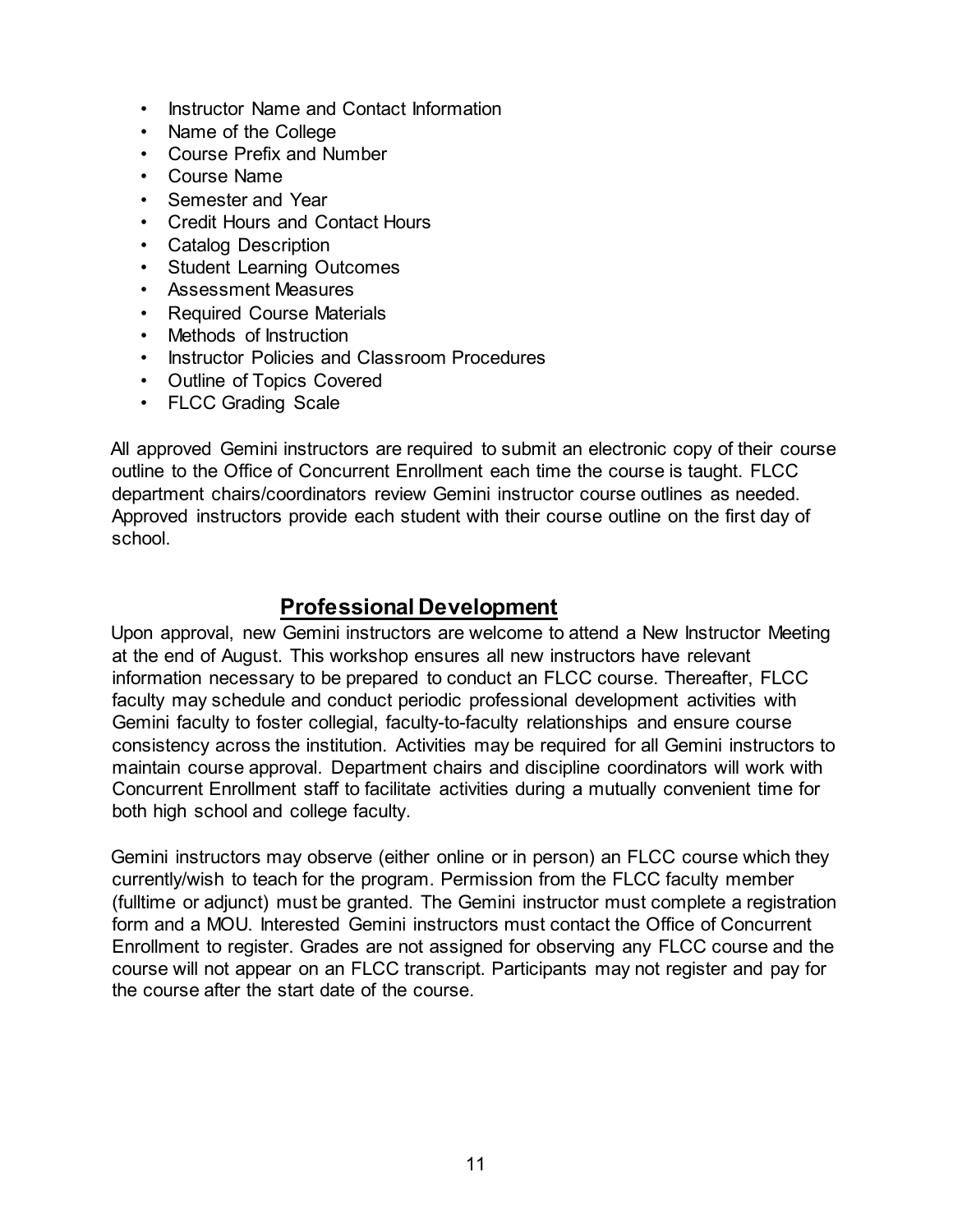- Instructor Name and Contact Information
- Name of the College
- Course Prefix and Number
- Course Name
- Semester and Year
- Credit Hours and Contact Hours
- Catalog Description
- Student Learning Outcomes
- Assessment Measures
- Required Course Materials
- Methods of Instruction
- Instructor Policies and Classroom Procedures
- Outline of Topics Covered
- FLCC Grading Scale

All approved Gemini instructors are required to submit an electronic copy of their course outline to the Office of Concurrent Enrollment each time the course is taught. FLCC department chairs/coordinators review Gemini instructor course outlines as needed. Approved instructors provide each student with their course outline on the first day of school.

## Professional Development

Upon approval, new Gemini instructors are welcome to attend a New Instructor Meeting at the end of August. This workshop ensures all new instructors have relevant information necessary to be prepared to conduct an FLCC course. Thereafter, FLCC faculty may schedule and conduct periodic professional development activities with Gemini faculty to foster collegial, faculty-to-faculty relationships and ensure course consistency across the institution. Activities may be required for all Gemini instructors to maintain course approval. Department chairs and discipline coordinators will work with Concurrent Enrollment staff to facilitate activities during a mutually convenient time for both high school and college faculty.

Gemini instructors may observe (either online or in person) an FLCC course which they currently/wish to teach for the program. Permission from the FLCC faculty member (fulltime or adjunct) must be granted. The Gemini instructor must complete a registration form and a MOU. Interested Gemini instructors must contact the Office of Concurrent Enrollment to register. Grades are not assigned for observing any FLCC course and the course will not appear on an FLCC transcript. Participants may not register and pay for the course after the start date of the course.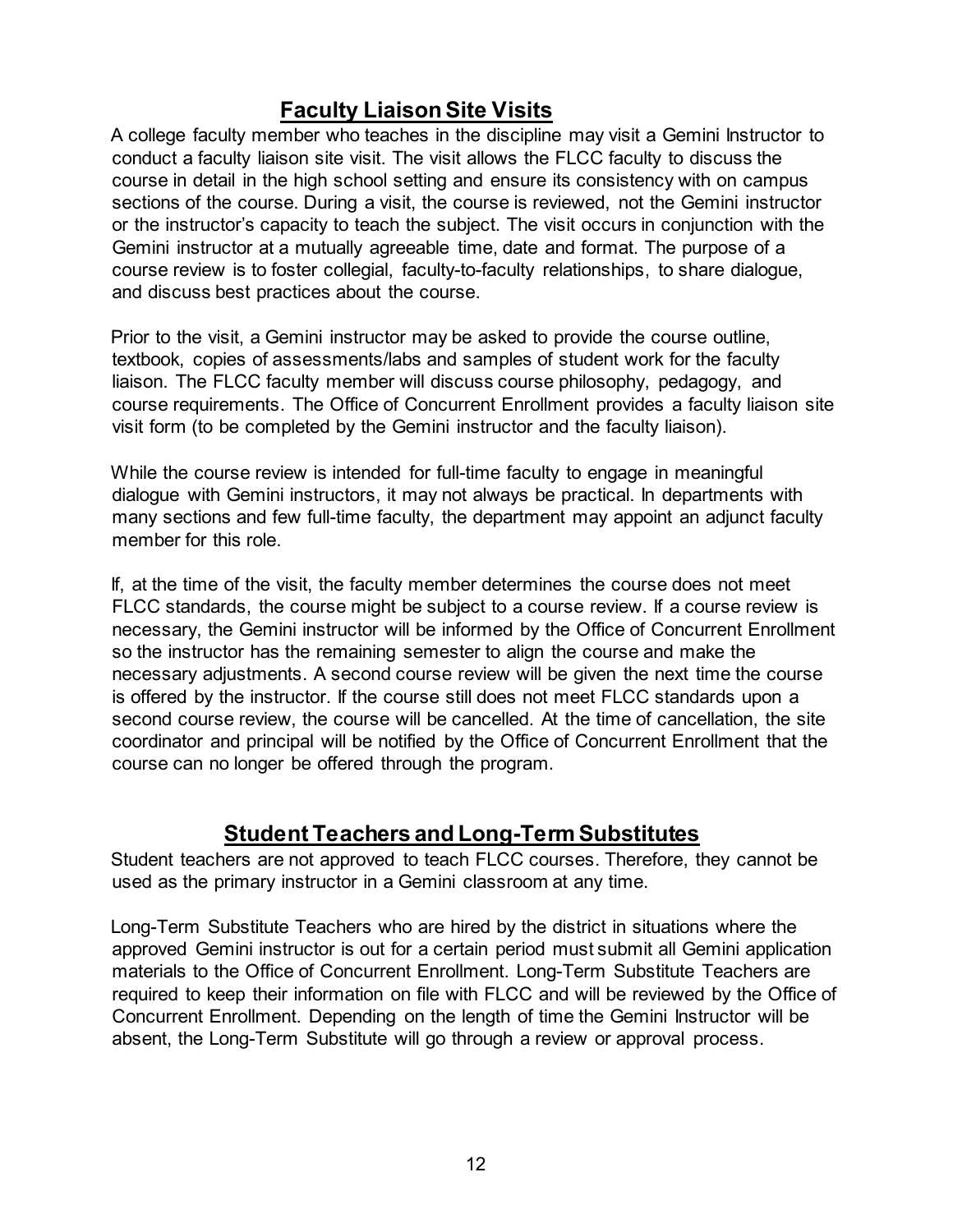## Faculty Liaison Site Visits

A college faculty member who teaches in the discipline may visit a Gemini Instructor to conduct a faculty liaison site visit. The visit allows the FLCC faculty to discuss the course in detail in the high school setting and ensure its consistency with on campus sections of the course. During a visit, the course is reviewed, not the Gemini instructor or the instructor's capacity to teach the subject. The visit occurs in conjunction with the Gemini instructor at a mutually agreeable time, date and format. The purpose of a course review is to foster collegial, faculty-to-faculty relationships, to share dialogue, and discuss best practices about the course.

Prior to the visit, a Gemini instructor may be asked to provide the course outline, textbook, copies of assessments/labs and samples of student work for the faculty liaison. The FLCC faculty member will discuss course philosophy, pedagogy, and course requirements. The Office of Concurrent Enrollment provides a faculty liaison site visit form (to be completed by the Gemini instructor and the faculty liaison).

While the course review is intended for full-time faculty to engage in meaningful dialogue with Gemini instructors, it may not always be practical. In departments with many sections and few full-time faculty, the department may appoint an adjunct faculty member for this role.

If, at the time of the visit, the faculty member determines the course does not meet FLCC standards, the course might be subject to a course review. If a course review is necessary, the Gemini instructor will be informed by the Office of Concurrent Enrollment so the instructor has the remaining semester to align the course and make the necessary adjustments. A second course review will be given the next time the course is offered by the instructor. If the course still does not meet FLCC standards upon a second course review, the course will be cancelled. At the time of cancellation, the site coordinator and principal will be notified by the Office of Concurrent Enrollment that the course can no longer be offered through the program.

## Student Teachers and Long-Term Substitutes

Student teachers are not approved to teach FLCC courses. Therefore, they cannot be used as the primary instructor in a Gemini classroom at any time.

Long-Term Substitute Teachers who are hired by the district in situations where the approved Gemini instructor is out for a certain period must submit all Gemini application materials to the Office of Concurrent Enrollment. Long-Term Substitute Teachers are required to keep their information on file with FLCC and will be reviewed by the Office of Concurrent Enrollment. Depending on the length of time the Gemini Instructor will be absent, the Long-Term Substitute will go through a review or approval process.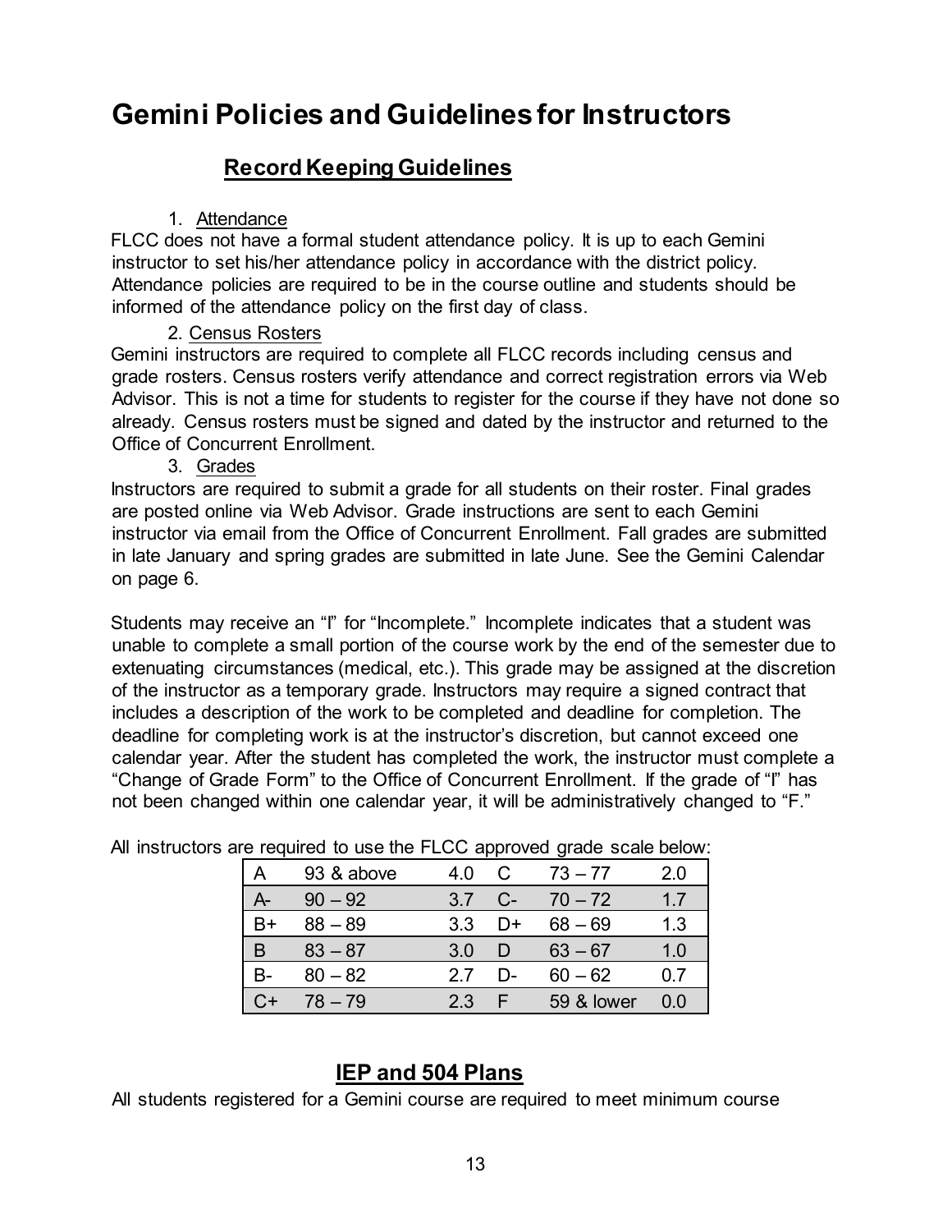# Gemini Policies and Guidelines for Instructors

## Record Keeping Guidelines

1. Attendance

FLCC does not have a formal student attendance policy. It is up to each Gemini instructor to set his/her attendance policy in accordance with the district policy. Attendance policies are required to be in the course outline and students should be informed of the attendance policy on the first day of class.

2. Census Rosters

Gemini instructors are required to complete all FLCC records including census and grade rosters. Census rosters verify attendance and correct registration errors via Web Advisor. This is not a time for students to register for the course if they have not done so already. Census rosters must be signed and dated by the instructor and returned to the Office of Concurrent Enrollment.

3. Grades

Instructors are required to submit a grade for all students on their roster. Final grades are posted online via Web Advisor. Grade instructions are sent to each Gemini instructor via email from the Office of Concurrent Enrollment. Fall grades are submitted in late January and spring grades are submitted in late June. See the Gemini Calendar on page 6.

Students may receive an "I" for "Incomplete." Incomplete indicates that a student was unable to complete a small portion of the course work by the end of the semester due to extenuating circumstances (medical, etc.). This grade may be assigned at the discretion of the instructor as a temporary grade. Instructors may require a signed contract that includes a description of the work to be completed and deadline for completion. The deadline for completing work is at the instructor's discretion, but cannot exceed one calendar year. After the student has completed the work, the instructor must complete a "Change of Grade Form" to the Office of Concurrent Enrollment. If the grade of "I" has not been changed within one calendar year, it will be administratively changed to "F."

All instructors are required to use the FLCC approved grade scale below:

| | | | | | |
|---|---|---|---|---|---|
| A | 93 & above | 4.0 | C | 73 – 77 | 2.0 |
| A- | 90 – 92 | 3.7 | C- | 70 – 72 | 1.7 |
| B+ | 88 – 89 | 3.3 | D+ | 68 – 69 | 1.3 |
| B | 83 – 87 | 3.0 | D | 63 – 67 | 1.0 |
| B- | 80 – 82 | 2.7 | D- | 60 – 62 | 0.7 |
| C+ | 78 – 79 | 2.3 | F | 59 & lower | 0.0 |

## IEP and 504 Plans

All students registered for a Gemini course are required to meet minimum course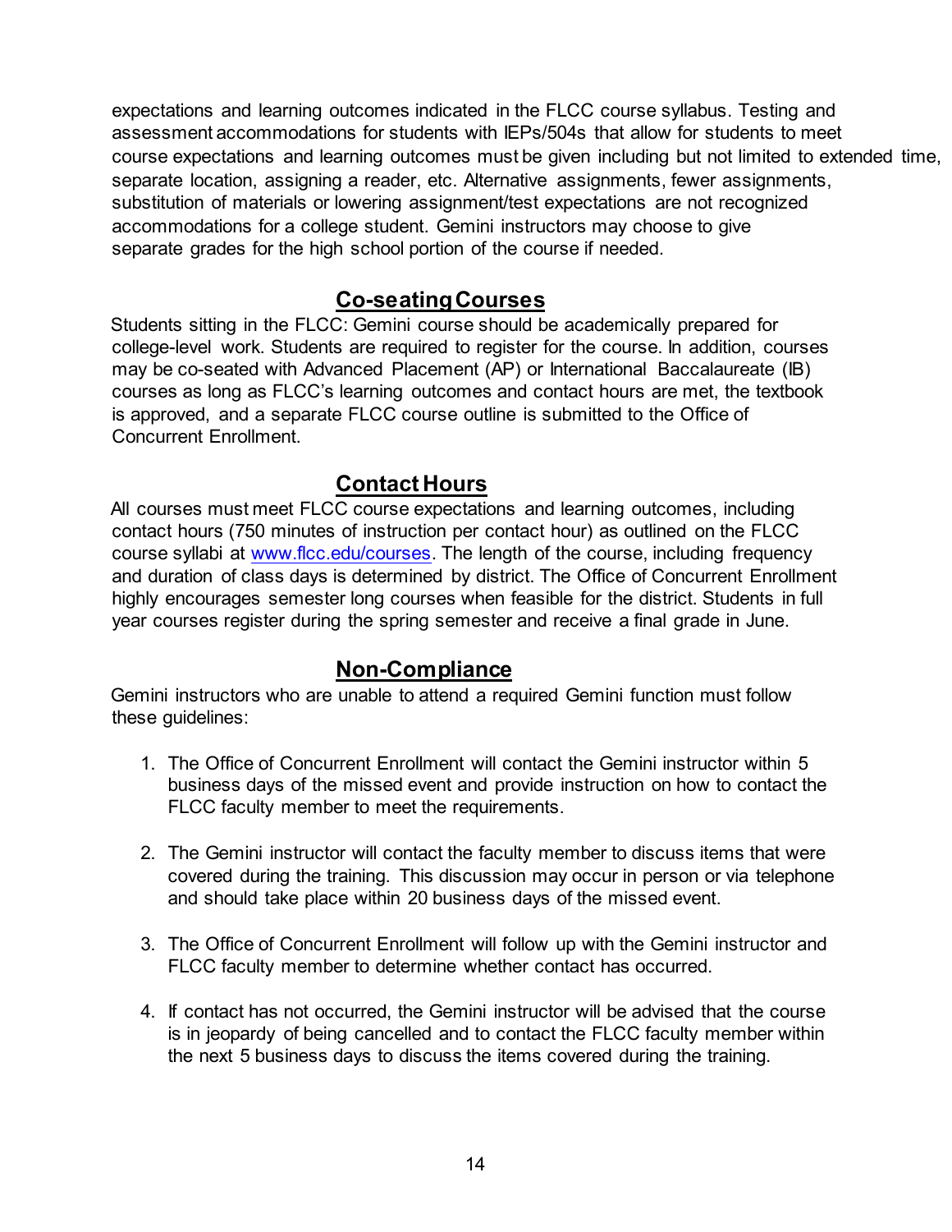expectations and learning outcomes indicated in the FLCC course syllabus. Testing and assessment accommodations for students with IEPs/504s that allow for students to meet course expectations and learning outcomes must be given including but not limited to extended time, separate location, assigning a reader, etc. Alternative assignments, fewer assignments, substitution of materials or lowering assignment/test expectations are not recognized accommodations for a college student. Gemini instructors may choose to give separate grades for the high school portion of the course if needed.

## Co-seating Courses

Students sitting in the FLCC: Gemini course should be academically prepared for college-level work. Students are required to register for the course. In addition, courses may be co-seated with Advanced Placement (AP) or International Baccalaureate (IB) courses as long as FLCC's learning outcomes and contact hours are met, the textbook is approved, and a separate FLCC course outline is submitted to the Office of Concurrent Enrollment.

## Contact Hours

All courses must meet FLCC course expectations and learning outcomes, including contact hours (750 minutes of instruction per contact hour) as outlined on the FLCC course syllabi at [www.flcc.edu/courses](www.flcc.edu/courses). The length of the course, including frequency and duration of class days is determined by district. The Office of Concurrent Enrollment highly encourages semester long courses when feasible for the district. Students in full year courses register during the spring semester and receive a final grade in June.

## Non-Compliance

Gemini instructors who are unable to attend a required Gemini function must follow these guidelines:

1. The Office of Concurrent Enrollment will contact the Gemini instructor within 5 business days of the missed event and provide instruction on how to contact the FLCC faculty member to meet the requirements.

2. The Gemini instructor will contact the faculty member to discuss items that were covered during the training. This discussion may occur in person or via telephone and should take place within 20 business days of the missed event.

3. The Office of Concurrent Enrollment will follow up with the Gemini instructor and FLCC faculty member to determine whether contact has occurred.

4. If contact has not occurred, the Gemini instructor will be advised that the course is in jeopardy of being cancelled and to contact the FLCC faculty member within the next 5 business days to discuss the items covered during the training.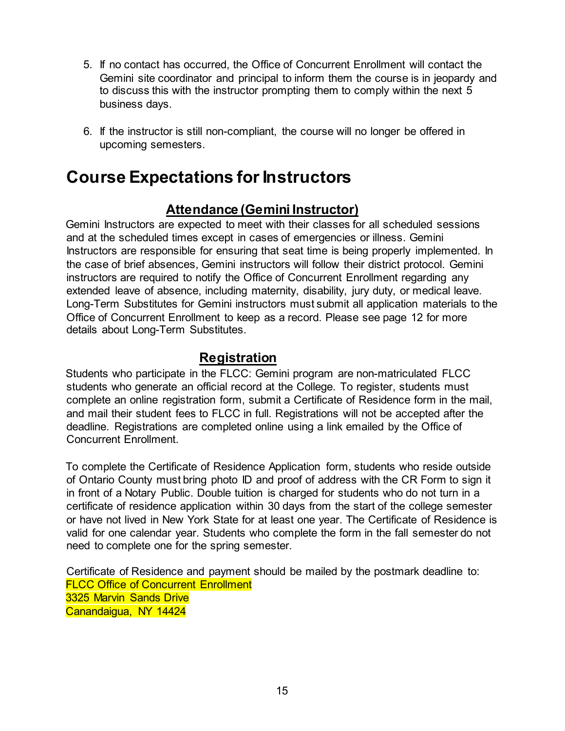5. If no contact has occurred, the Office of Concurrent Enrollment will contact the Gemini site coordinator and principal to inform them the course is in jeopardy and to discuss this with the instructor prompting them to comply within the next 5 business days.

6. If the instructor is still non-compliant, the course will no longer be offered in upcoming semesters.

# Course Expectations for Instructors

## Attendance (Gemini Instructor)

Gemini Instructors are expected to meet with their classes for all scheduled sessions and at the scheduled times except in cases of emergencies or illness. Gemini Instructors are responsible for ensuring that seat time is being properly implemented. In the case of brief absences, Gemini instructors will follow their district protocol. Gemini instructors are required to notify the Office of Concurrent Enrollment regarding any extended leave of absence, including maternity, disability, jury duty, or medical leave. Long-Term Substitutes for Gemini instructors must submit all application materials to the Office of Concurrent Enrollment to keep as a record. Please see page 12 for more details about Long-Term Substitutes.

## Registration

Students who participate in the FLCC: Gemini program are non-matriculated FLCC students who generate an official record at the College. To register, students must complete an online registration form, submit a Certificate of Residence form in the mail, and mail their student fees to FLCC in full. Registrations will not be accepted after the deadline. Registrations are completed online using a link emailed by the Office of Concurrent Enrollment.

To complete the Certificate of Residence Application form, students who reside outside of Ontario County must bring photo ID and proof of address with the CR Form to sign it in front of a Notary Public. Double tuition is charged for students who do not turn in a certificate of residence application within 30 days from the start of the college semester or have not lived in New York State for at least one year. The Certificate of Residence is valid for one calendar year. Students who complete the form in the fall semester do not need to complete one for the spring semester.

Certificate of Residence and payment should be mailed by the postmark deadline to:
FLCC Office of Concurrent Enrollment
3325 Marvin Sands Drive
Canandaigua, NY 14424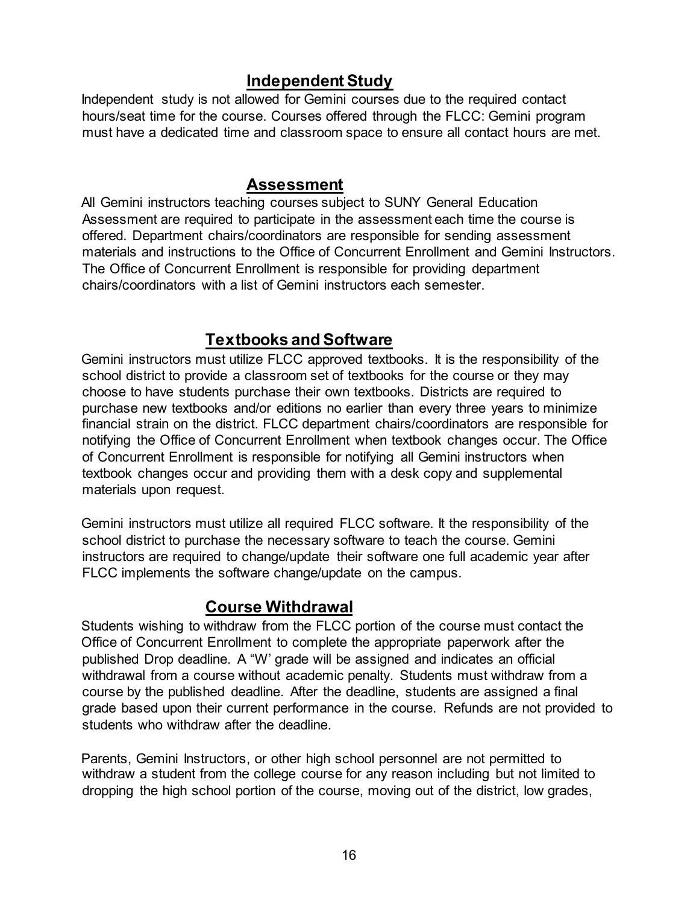## Independent Study

Independent study is not allowed for Gemini courses due to the required contact hours/seat time for the course. Courses offered through the FLCC: Gemini program must have a dedicated time and classroom space to ensure all contact hours are met.

## Assessment

All Gemini instructors teaching courses subject to SUNY General Education Assessment are required to participate in the assessment each time the course is offered. Department chairs/coordinators are responsible for sending assessment materials and instructions to the Office of Concurrent Enrollment and Gemini Instructors. The Office of Concurrent Enrollment is responsible for providing department chairs/coordinators with a list of Gemini instructors each semester.

## Textbooks and Software

Gemini instructors must utilize FLCC approved textbooks. It is the responsibility of the school district to provide a classroom set of textbooks for the course or they may choose to have students purchase their own textbooks. Districts are required to purchase new textbooks and/or editions no earlier than every three years to minimize financial strain on the district. FLCC department chairs/coordinators are responsible for notifying the Office of Concurrent Enrollment when textbook changes occur. The Office of Concurrent Enrollment is responsible for notifying all Gemini instructors when textbook changes occur and providing them with a desk copy and supplemental materials upon request.

Gemini instructors must utilize all required FLCC software. It the responsibility of the school district to purchase the necessary software to teach the course. Gemini instructors are required to change/update their software one full academic year after FLCC implements the software change/update on the campus.

## Course Withdrawal

Students wishing to withdraw from the FLCC portion of the course must contact the Office of Concurrent Enrollment to complete the appropriate paperwork after the published Drop deadline. A "W' grade will be assigned and indicates an official withdrawal from a course without academic penalty. Students must withdraw from a course by the published deadline. After the deadline, students are assigned a final grade based upon their current performance in the course. Refunds are not provided to students who withdraw after the deadline.

Parents, Gemini Instructors, or other high school personnel are not permitted to withdraw a student from the college course for any reason including but not limited to dropping the high school portion of the course, moving out of the district, low grades,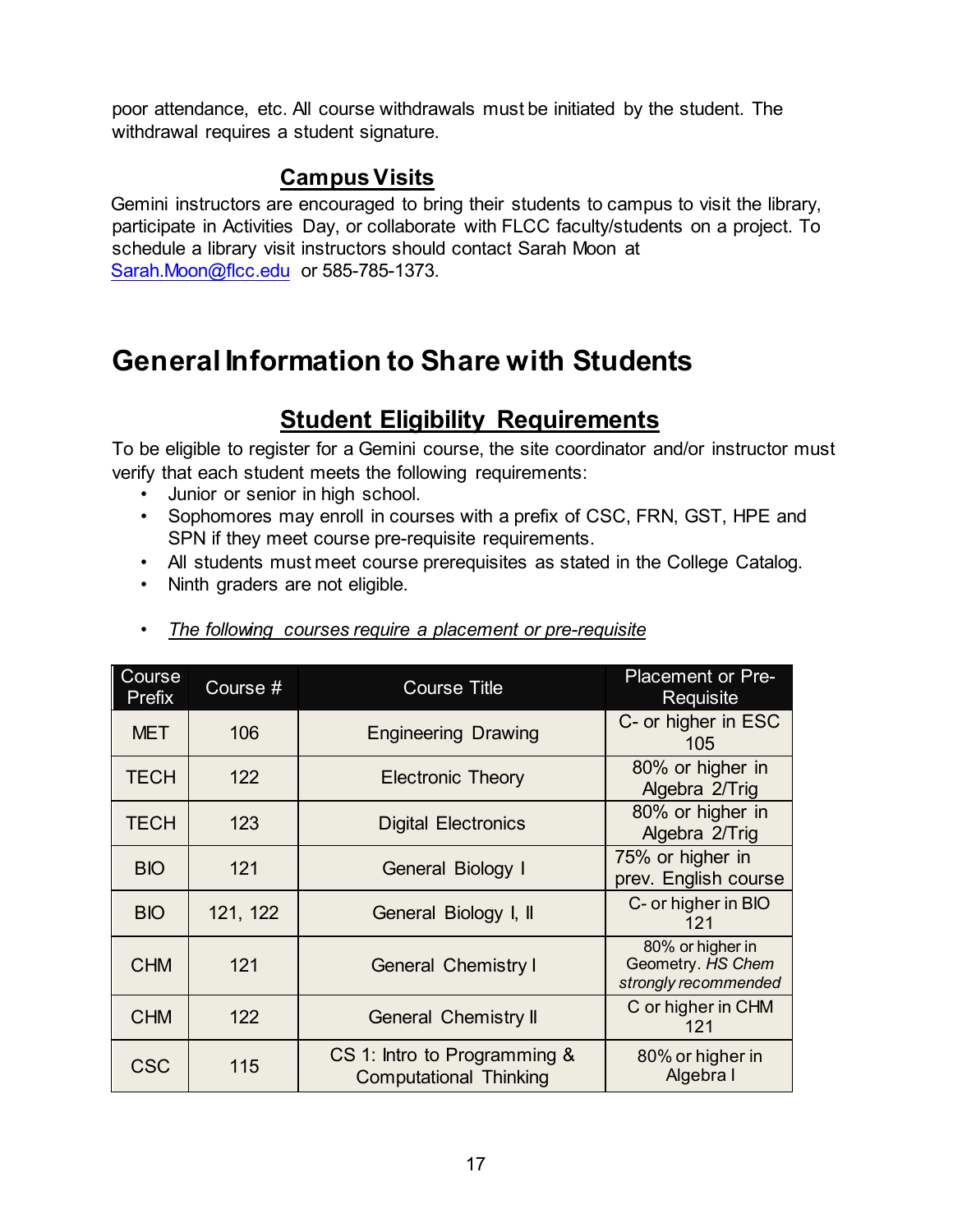poor attendance, etc. All course withdrawals must be initiated by the student. The withdrawal requires a student signature.

## Campus Visits

Gemini instructors are encouraged to bring their students to campus to visit the library, participate in Activities Day, or collaborate with FLCC faculty/students on a project. To schedule a library visit instructors should contact Sarah Moon at Sarah.Moon@flcc.edu or 585-785-1373.

# General Information to Share with Students

## Student Eligibility Requirements

To be eligible to register for a Gemini course, the site coordinator and/or instructor must verify that each student meets the following requirements:

- Junior or senior in high school.
- Sophomores may enroll in courses with a prefix of CSC, FRN, GST, HPE and SPN if they meet course pre-requisite requirements.
- All students must meet course prerequisites as stated in the College Catalog.
- Ninth graders are not eligible.

- *The following courses require a placement or pre-requisite*

| Course Prefix | Course # | Course Title | Placement or Pre-Requisite |
|---|---|---|---|
| MET | 106 | Engineering Drawing | C- or higher in ESC 105 |
| TECH | 122 | Electronic Theory | 80% or higher in Algebra 2/Trig |
| TECH | 123 | Digital Electronics | 80% or higher in Algebra 2/Trig |
| BIO | 121 | General Biology I | 75% or higher in prev. English course |
| BIO | 121, 122 | General Biology I, II | C- or higher in BIO 121 |
| CHM | 121 | General Chemistry I | 80% or higher in Geometry. *HS Chem strongly recommended* |
| CHM | 122 | General Chemistry II | C or higher in CHM 121 |
| CSC | 115 | CS 1: Intro to Programming & Computational Thinking | 80% or higher in Algebra I |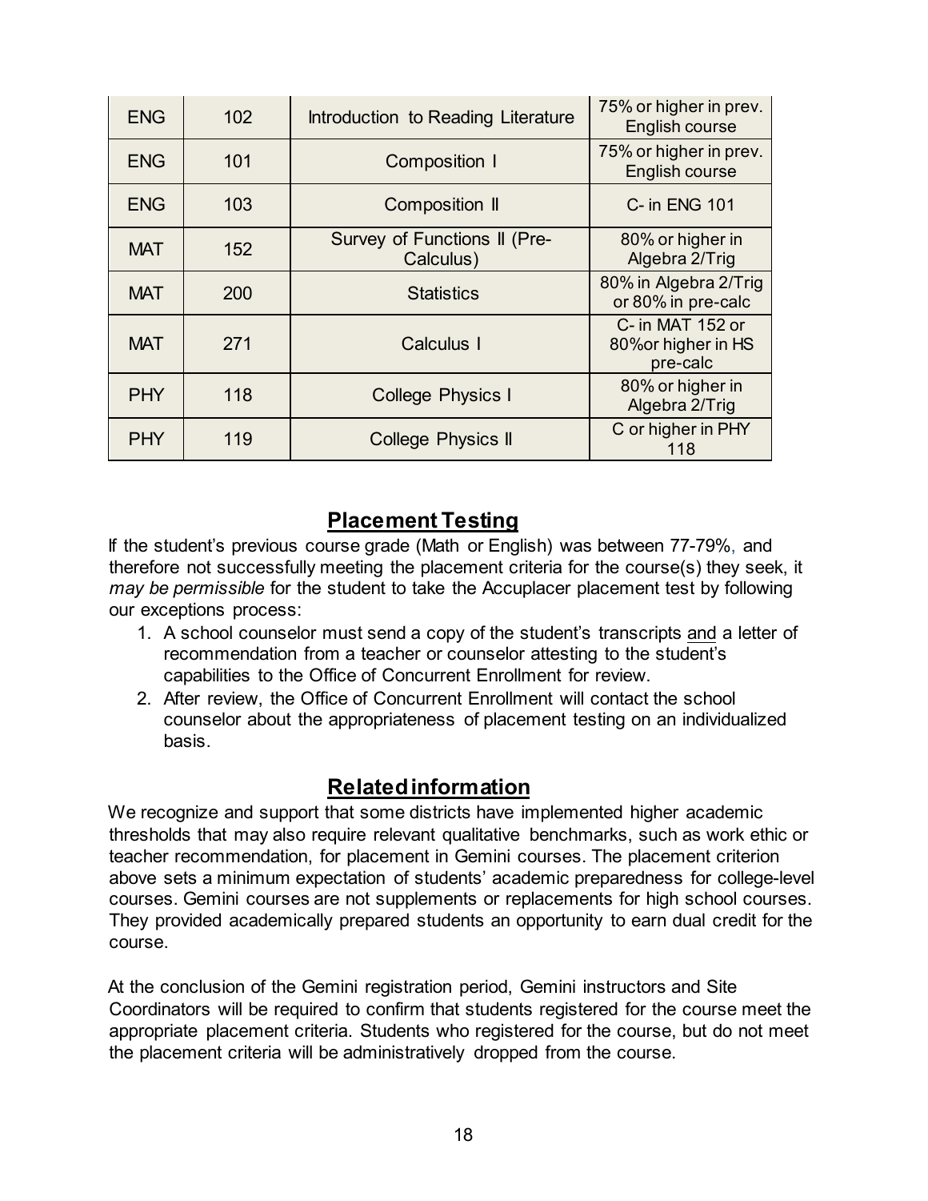| ENG | 102 | Introduction to Reading Literature | 75% or higher in prev. English course |
|---|---|---|---|
| ENG | 101 | Composition I | 75% or higher in prev. English course |
| ENG | 103 | Composition II | C- in ENG 101 |
| MAT | 152 | Survey of Functions II (Pre-Calculus) | 80% or higher in Algebra 2/Trig |
| MAT | 200 | Statistics | 80% in Algebra 2/Trig or 80% in pre-calc |
| MAT | 271 | Calculus I | C- in MAT 152 or 80%or higher in HS pre-calc |
| PHY | 118 | College Physics I | 80% or higher in Algebra 2/Trig |
| PHY | 119 | College Physics II | C or higher in PHY 118 |

## Placement Testing

If the student's previous course grade (Math or English) was between 77-79%, and therefore not successfully meeting the placement criteria for the course(s) they seek, it *may be permissible* for the student to take the Accuplacer placement test by following our exceptions process:

1. A school counselor must send a copy of the student's transcripts and a letter of recommendation from a teacher or counselor attesting to the student's capabilities to the Office of Concurrent Enrollment for review.
2. After review, the Office of Concurrent Enrollment will contact the school counselor about the appropriateness of placement testing on an individualized basis.

## Related information

We recognize and support that some districts have implemented higher academic thresholds that may also require relevant qualitative benchmarks, such as work ethic or teacher recommendation, for placement in Gemini courses. The placement criterion above sets a minimum expectation of students' academic preparedness for college-level courses. Gemini courses are not supplements or replacements for high school courses. They provided academically prepared students an opportunity to earn dual credit for the course.

At the conclusion of the Gemini registration period, Gemini instructors and Site Coordinators will be required to confirm that students registered for the course meet the appropriate placement criteria. Students who registered for the course, but do not meet the placement criteria will be administratively dropped from the course.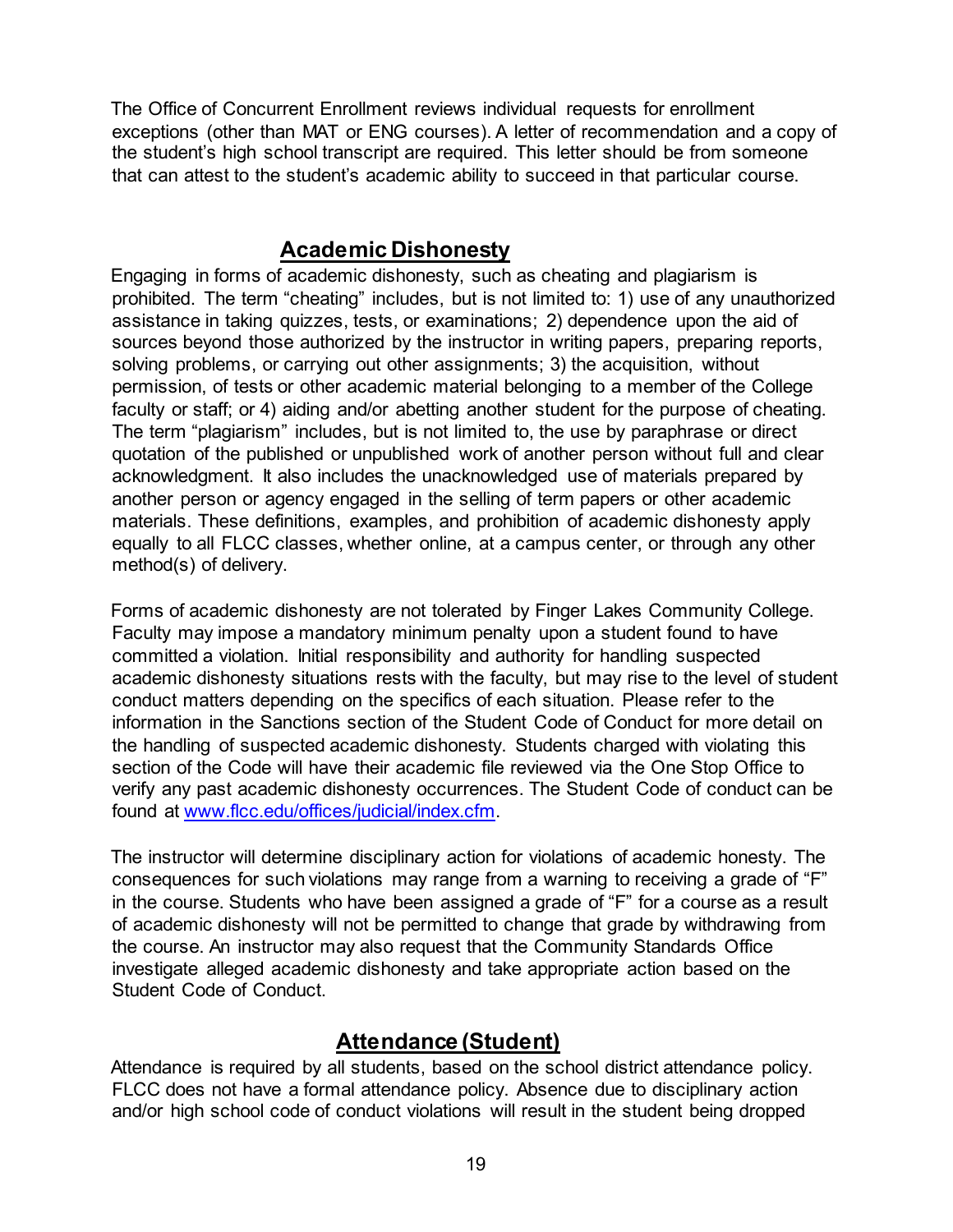The Office of Concurrent Enrollment reviews individual requests for enrollment exceptions (other than MAT or ENG courses). A letter of recommendation and a copy of the student's high school transcript are required. This letter should be from someone that can attest to the student's academic ability to succeed in that particular course.

## Academic Dishonesty

Engaging in forms of academic dishonesty, such as cheating and plagiarism is prohibited. The term "cheating" includes, but is not limited to: 1) use of any unauthorized assistance in taking quizzes, tests, or examinations; 2) dependence upon the aid of sources beyond those authorized by the instructor in writing papers, preparing reports, solving problems, or carrying out other assignments; 3) the acquisition, without permission, of tests or other academic material belonging to a member of the College faculty or staff; or 4) aiding and/or abetting another student for the purpose of cheating. The term "plagiarism" includes, but is not limited to, the use by paraphrase or direct quotation of the published or unpublished work of another person without full and clear acknowledgment. It also includes the unacknowledged use of materials prepared by another person or agency engaged in the selling of term papers or other academic materials. These definitions, examples, and prohibition of academic dishonesty apply equally to all FLCC classes, whether online, at a campus center, or through any other method(s) of delivery.

Forms of academic dishonesty are not tolerated by Finger Lakes Community College. Faculty may impose a mandatory minimum penalty upon a student found to have committed a violation. Initial responsibility and authority for handling suspected academic dishonesty situations rests with the faculty, but may rise to the level of student conduct matters depending on the specifics of each situation. Please refer to the information in the Sanctions section of the Student Code of Conduct for more detail on the handling of suspected academic dishonesty. Students charged with violating this section of the Code will have their academic file reviewed via the One Stop Office to verify any past academic dishonesty occurrences. The Student Code of conduct can be found at [www.flcc.edu/offices/judicial/index.cfm](http://www.flcc.edu/offices/judicial/index.cfm).

The instructor will determine disciplinary action for violations of academic honesty. The consequences for such violations may range from a warning to receiving a grade of "F" in the course. Students who have been assigned a grade of "F" for a course as a result of academic dishonesty will not be permitted to change that grade by withdrawing from the course. An instructor may also request that the Community Standards Office investigate alleged academic dishonesty and take appropriate action based on the Student Code of Conduct.

## Attendance (Student)

Attendance is required by all students, based on the school district attendance policy. FLCC does not have a formal attendance policy. Absence due to disciplinary action and/or high school code of conduct violations will result in the student being dropped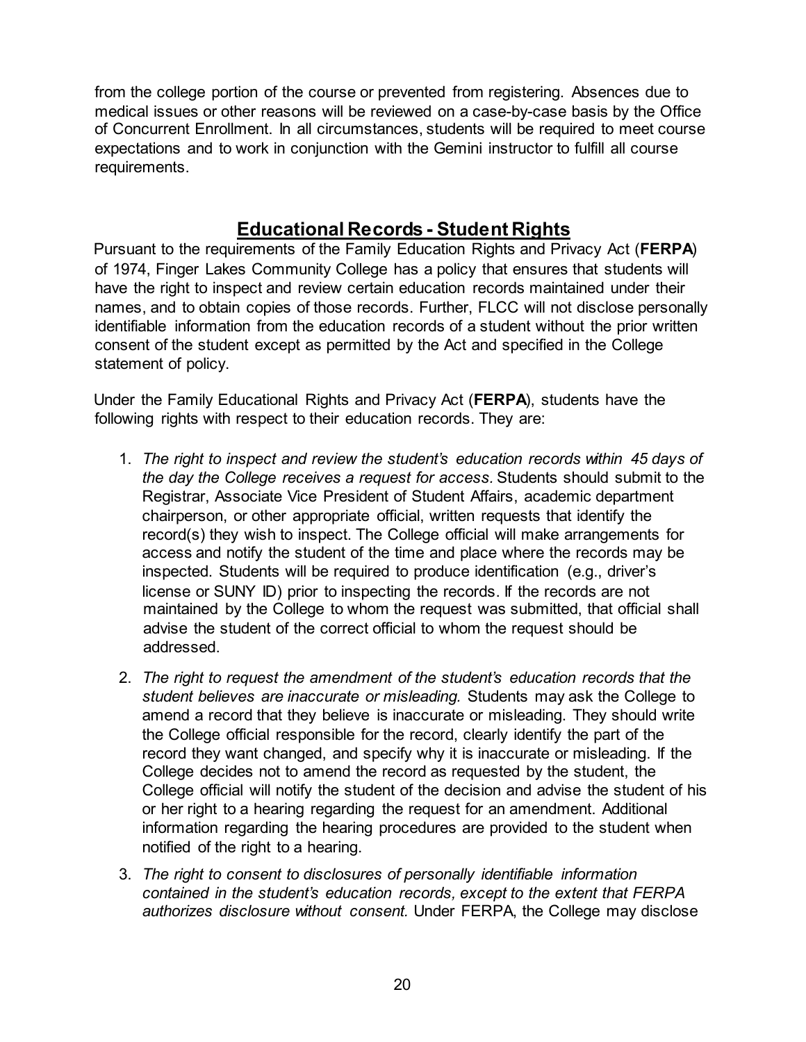from the college portion of the course or prevented from registering. Absences due to medical issues or other reasons will be reviewed on a case-by-case basis by the Office of Concurrent Enrollment. In all circumstances, students will be required to meet course expectations and to work in conjunction with the Gemini instructor to fulfill all course requirements.

## Educational Records - Student Rights

Pursuant to the requirements of the Family Education Rights and Privacy Act (**FERPA**) of 1974, Finger Lakes Community College has a policy that ensures that students will have the right to inspect and review certain education records maintained under their names, and to obtain copies of those records. Further, FLCC will not disclose personally identifiable information from the education records of a student without the prior written consent of the student except as permitted by the Act and specified in the College statement of policy.

Under the Family Educational Rights and Privacy Act (**FERPA**), students have the following rights with respect to their education records. They are:

1. *The right to inspect and review the student's education records within 45 days of the day the College receives a request for access.* Students should submit to the Registrar, Associate Vice President of Student Affairs, academic department chairperson, or other appropriate official, written requests that identify the record(s) they wish to inspect. The College official will make arrangements for access and notify the student of the time and place where the records may be inspected. Students will be required to produce identification (e.g., driver's license or SUNY ID) prior to inspecting the records. If the records are not maintained by the College to whom the request was submitted, that official shall advise the student of the correct official to whom the request should be addressed.
2. *The right to request the amendment of the student's education records that the student believes are inaccurate or misleading.* Students may ask the College to amend a record that they believe is inaccurate or misleading. They should write the College official responsible for the record, clearly identify the part of the record they want changed, and specify why it is inaccurate or misleading. If the College decides not to amend the record as requested by the student, the College official will notify the student of the decision and advise the student of his or her right to a hearing regarding the request for an amendment. Additional information regarding the hearing procedures are provided to the student when notified of the right to a hearing.
3. *The right to consent to disclosures of personally identifiable information contained in the student's education records, except to the extent that FERPA authorizes disclosure without consent.* Under FERPA, the College may disclose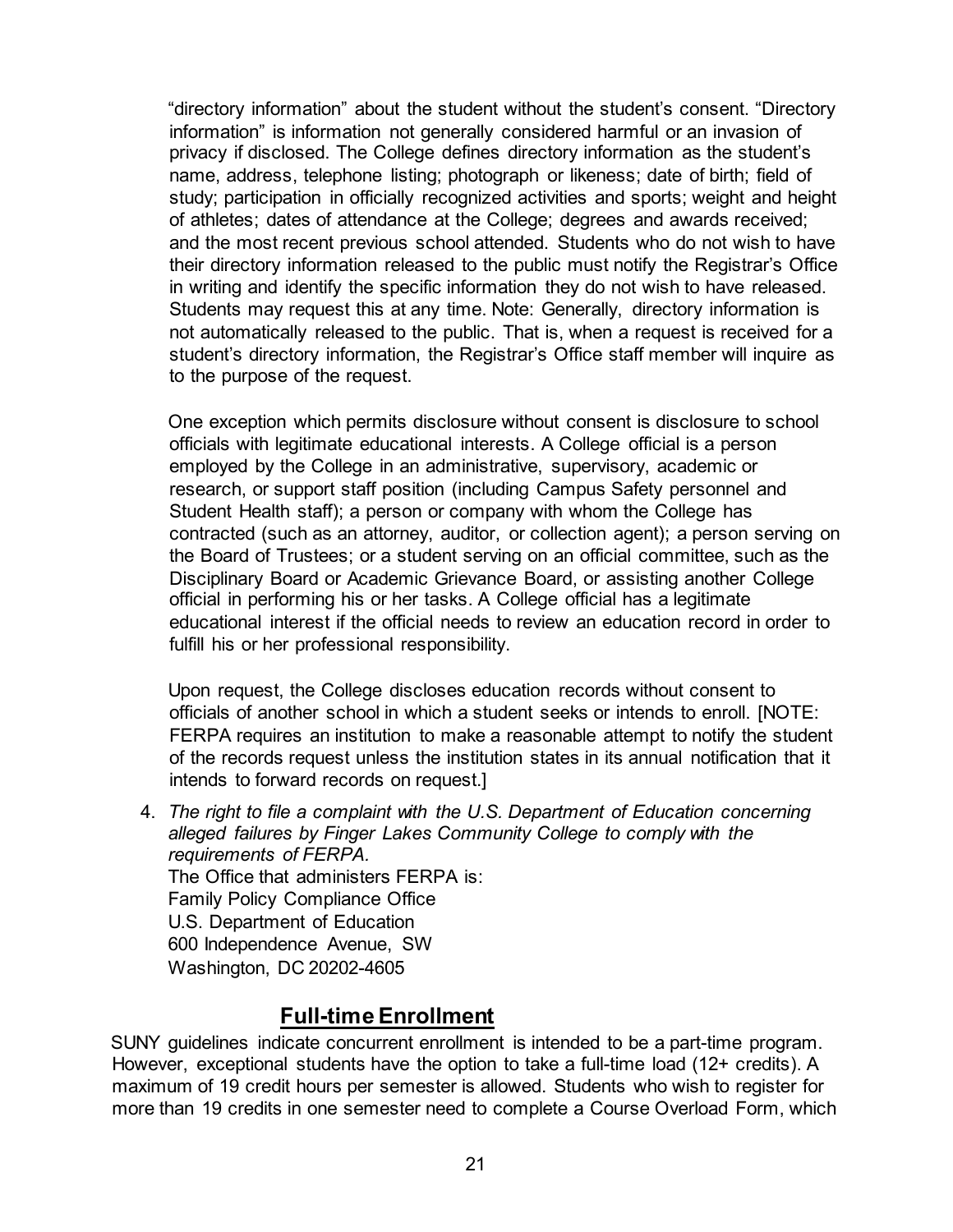"directory information" about the student without the student's consent. "Directory information" is information not generally considered harmful or an invasion of privacy if disclosed. The College defines directory information as the student's name, address, telephone listing; photograph or likeness; date of birth; field of study; participation in officially recognized activities and sports; weight and height of athletes; dates of attendance at the College; degrees and awards received; and the most recent previous school attended. Students who do not wish to have their directory information released to the public must notify the Registrar's Office in writing and identify the specific information they do not wish to have released. Students may request this at any time. Note: Generally, directory information is not automatically released to the public. That is, when a request is received for a student's directory information, the Registrar's Office staff member will inquire as to the purpose of the request.

One exception which permits disclosure without consent is disclosure to school officials with legitimate educational interests. A College official is a person employed by the College in an administrative, supervisory, academic or research, or support staff position (including Campus Safety personnel and Student Health staff); a person or company with whom the College has contracted (such as an attorney, auditor, or collection agent); a person serving on the Board of Trustees; or a student serving on an official committee, such as the Disciplinary Board or Academic Grievance Board, or assisting another College official in performing his or her tasks. A College official has a legitimate educational interest if the official needs to review an education record in order to fulfill his or her professional responsibility.

Upon request, the College discloses education records without consent to officials of another school in which a student seeks or intends to enroll. [NOTE: FERPA requires an institution to make a reasonable attempt to notify the student of the records request unless the institution states in its annual notification that it intends to forward records on request.]

4. *The right to file a complaint with the U.S. Department of Education concerning alleged failures by Finger Lakes Community College to comply with the requirements of FERPA.*
   The Office that administers FERPA is:
   Family Policy Compliance Office
   U.S. Department of Education
   600 Independence Avenue, SW
   Washington, DC 20202-4605

## Full-time Enrollment

SUNY guidelines indicate concurrent enrollment is intended to be a part-time program. However, exceptional students have the option to take a full-time load (12+ credits). A maximum of 19 credit hours per semester is allowed. Students who wish to register for more than 19 credits in one semester need to complete a Course Overload Form, which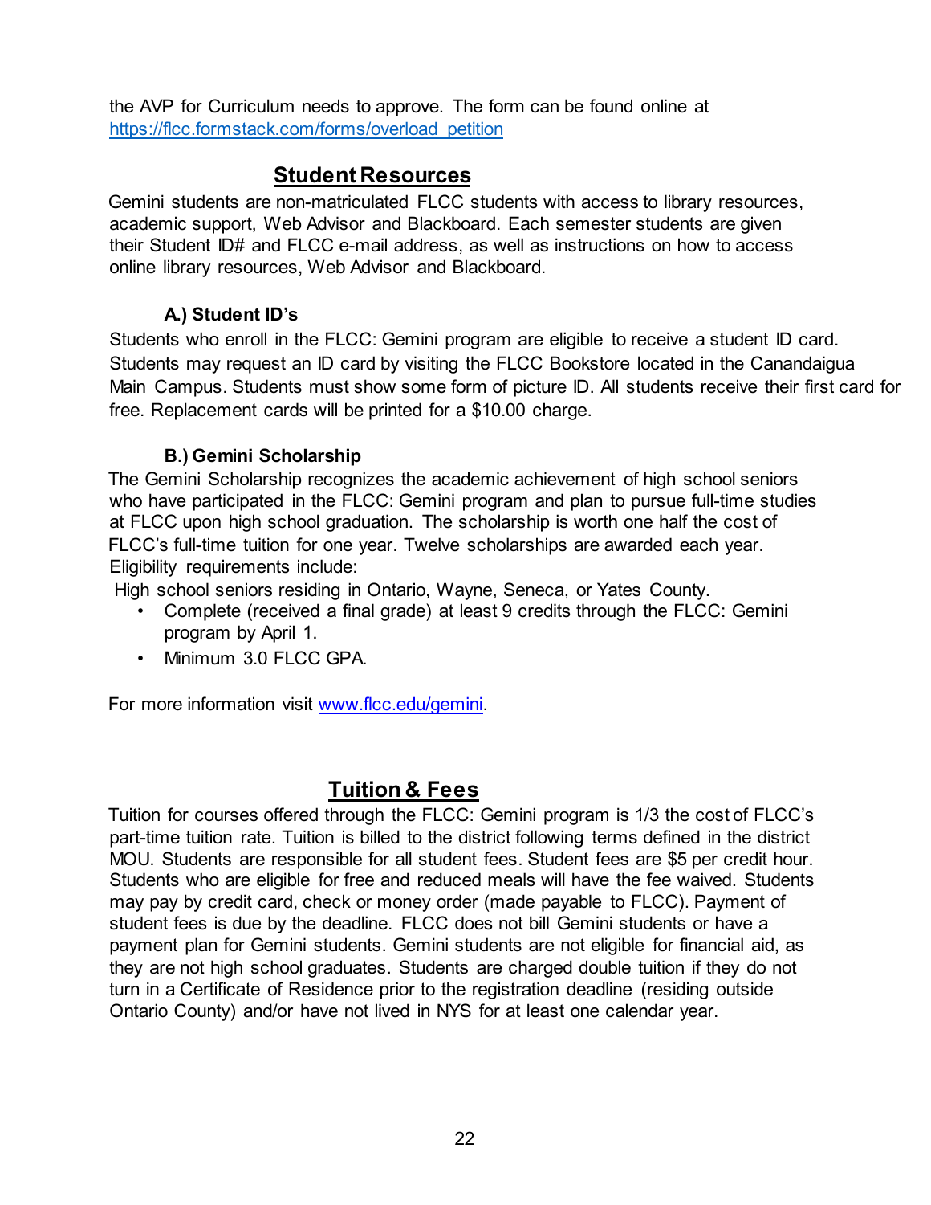the AVP for Curriculum needs to approve. The form can be found online at https://flcc.formstack.com/forms/overload_petition

## Student Resources

Gemini students are non-matriculated FLCC students with access to library resources, academic support, Web Advisor and Blackboard. Each semester students are given their Student ID# and FLCC e-mail address, as well as instructions on how to access online library resources, Web Advisor and Blackboard.

### A.) Student ID's

Students who enroll in the FLCC: Gemini program are eligible to receive a student ID card. Students may request an ID card by visiting the FLCC Bookstore located in the Canandaigua Main Campus. Students must show some form of picture ID. All students receive their first card for free. Replacement cards will be printed for a $10.00 charge.

### B.) Gemini Scholarship

The Gemini Scholarship recognizes the academic achievement of high school seniors who have participated in the FLCC: Gemini program and plan to pursue full-time studies at FLCC upon high school graduation. The scholarship is worth one half the cost of FLCC's full-time tuition for one year. Twelve scholarships are awarded each year. Eligibility requirements include:

High school seniors residing in Ontario, Wayne, Seneca, or Yates County.

- Complete (received a final grade) at least 9 credits through the FLCC: Gemini program by April 1.
- Minimum 3.0 FLCC GPA.

For more information visit www.flcc.edu/gemini.

## Tuition & Fees

Tuition for courses offered through the FLCC: Gemini program is 1/3 the cost of FLCC's part-time tuition rate. Tuition is billed to the district following terms defined in the district MOU. Students are responsible for all student fees. Student fees are $5 per credit hour. Students who are eligible for free and reduced meals will have the fee waived. Students may pay by credit card, check or money order (made payable to FLCC). Payment of student fees is due by the deadline. FLCC does not bill Gemini students or have a payment plan for Gemini students. Gemini students are not eligible for financial aid, as they are not high school graduates. Students are charged double tuition if they do not turn in a Certificate of Residence prior to the registration deadline (residing outside Ontario County) and/or have not lived in NYS for at least one calendar year.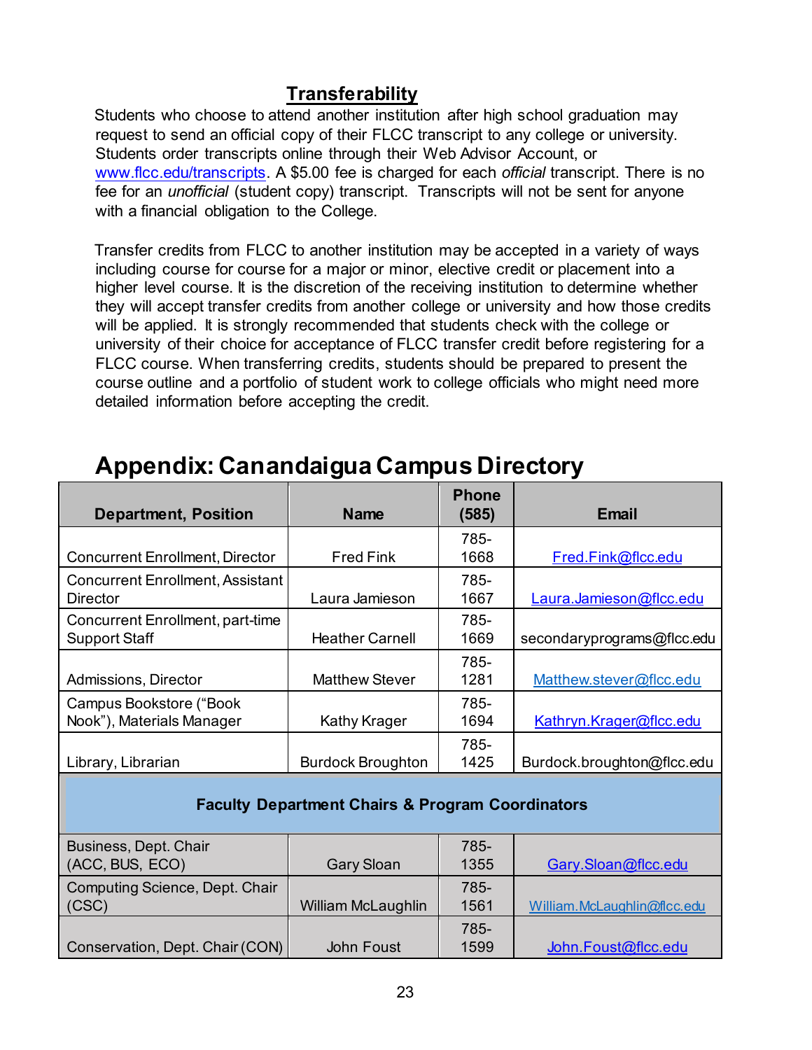## Transferability

Students who choose to attend another institution after high school graduation may request to send an official copy of their FLCC transcript to any college or university. Students order transcripts online through their Web Advisor Account, or www.flcc.edu/transcripts. A $5.00 fee is charged for each *official* transcript. There is no fee for an *unofficial* (student copy) transcript. Transcripts will not be sent for anyone with a financial obligation to the College.

Transfer credits from FLCC to another institution may be accepted in a variety of ways including course for course for a major or minor, elective credit or placement into a higher level course. It is the discretion of the receiving institution to determine whether they will accept transfer credits from another college or university and how those credits will be applied. It is strongly recommended that students check with the college or university of their choice for acceptance of FLCC transfer credit before registering for a FLCC course. When transferring credits, students should be prepared to present the course outline and a portfolio of student work to college officials who might need more detailed information before accepting the credit.

# Appendix: Canandaigua Campus Directory

| Department, Position | Name | Phone (585) | Email |
|---|---|---|---|
| Concurrent Enrollment, Director | Fred Fink | 785-1668 | Fred.Fink@flcc.edu |
| Concurrent Enrollment, Assistant Director | Laura Jamieson | 785-1667 | Laura.Jamieson@flcc.edu |
| Concurrent Enrollment, part-time Support Staff | Heather Carnell | 785-1669 | secondaryprograms@flcc.edu |
| Admissions, Director | Matthew Stever | 785-1281 | Matthew.stever@flcc.edu |
| Campus Bookstore ("Book Nook"), Materials Manager | Kathy Krager | 785-1694 | Kathryn.Krager@flcc.edu |
| Library, Librarian | Burdock Broughton | 785-1425 | Burdock.broughton@flcc.edu |
| **Faculty Department Chairs & Program Coordinators** | | | |
| Business, Dept. Chair (ACC, BUS, ECO) | Gary Sloan | 785-1355 | Gary.Sloan@flcc.edu |
| Computing Science, Dept. Chair (CSC) | William McLaughlin | 785-1561 | William.McLaughlin@flcc.edu |
| Conservation, Dept. Chair (CON) | John Foust | 785-1599 | John.Foust@flcc.edu |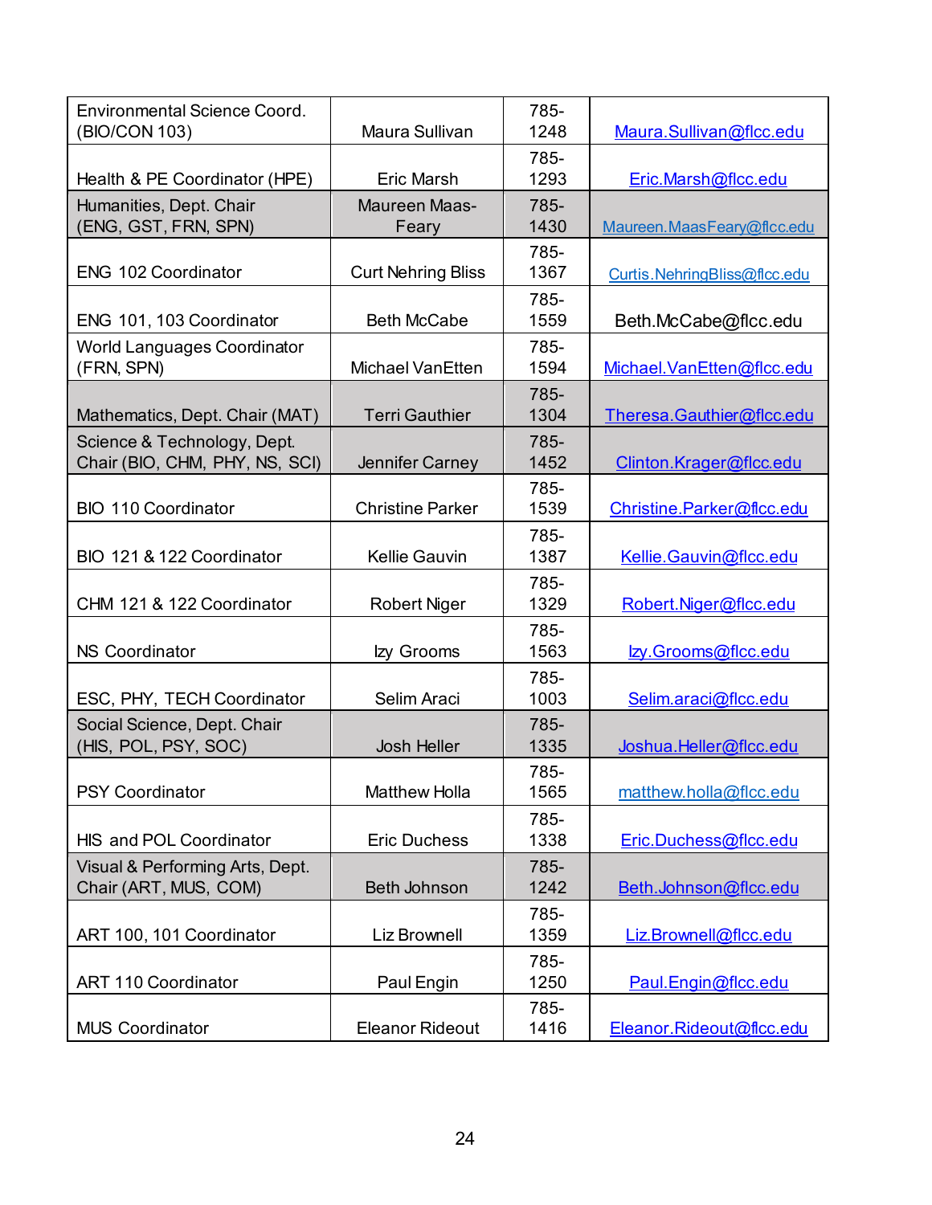| | | | |
|---|---|---|---|
| Environmental Science Coord. (BIO/CON 103) | Maura Sullivan | 785-1248 | Maura.Sullivan@flcc.edu |
| Health & PE Coordinator (HPE) | Eric Marsh | 785-1293 | Eric.Marsh@flcc.edu |
| Humanities, Dept. Chair (ENG, GST, FRN, SPN) | Maureen Maas-Feary | 785-1430 | Maureen.MaasFeary@flcc.edu |
| ENG 102 Coordinator | Curt Nehring Bliss | 785-1367 | Curtis.NehringBliss@flcc.edu |
| ENG 101, 103 Coordinator | Beth McCabe | 785-1559 | Beth.McCabe@flcc.edu |
| World Languages Coordinator (FRN, SPN) | Michael VanEtten | 785-1594 | Michael.VanEtten@flcc.edu |
| Mathematics, Dept. Chair (MAT) | Terri Gauthier | 785-1304 | Theresa.Gauthier@flcc.edu |
| Science & Technology, Dept. Chair (BIO, CHM, PHY, NS, SCI) | Jennifer Carney | 785-1452 | Clinton.Krager@flcc.edu |
| BIO 110 Coordinator | Christine Parker | 785-1539 | Christine.Parker@flcc.edu |
| BIO 121 & 122 Coordinator | Kellie Gauvin | 785-1387 | Kellie.Gauvin@flcc.edu |
| CHM 121 & 122 Coordinator | Robert Niger | 785-1329 | Robert.Niger@flcc.edu |
| NS Coordinator | Izy Grooms | 785-1563 | Izy.Grooms@flcc.edu |
| ESC, PHY, TECH Coordinator | Selim Araci | 785-1003 | Selim.araci@flcc.edu |
| Social Science, Dept. Chair (HIS, POL, PSY, SOC) | Josh Heller | 785-1335 | Joshua.Heller@flcc.edu |
| PSY Coordinator | Matthew Holla | 785-1565 | matthew.holla@flcc.edu |
| HIS and POL Coordinator | Eric Duchess | 785-1338 | Eric.Duchess@flcc.edu |
| Visual & Performing Arts, Dept. Chair (ART, MUS, COM) | Beth Johnson | 785-1242 | Beth.Johnson@flcc.edu |
| ART 100, 101 Coordinator | Liz Brownell | 785-1359 | Liz.Brownell@flcc.edu |
| ART 110 Coordinator | Paul Engin | 785-1250 | Paul.Engin@flcc.edu |
| MUS Coordinator | Eleanor Rideout | 785-1416 | Eleanor.Rideout@flcc.edu |